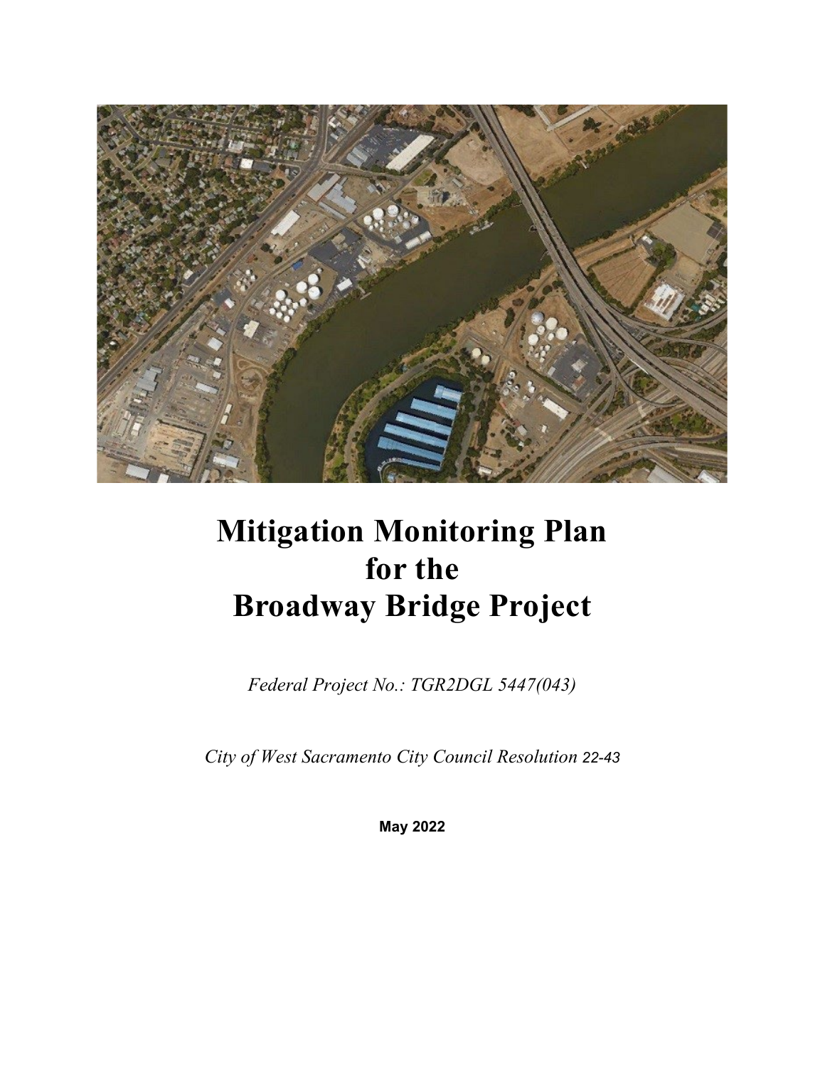# Mitigation Monitoring Plan for the Broadway Bridge Project

*Federal Project No.: TGR2DGL 5447(043)*

*City of West Sacramento City Council Resolution 22-43*

**May 2022**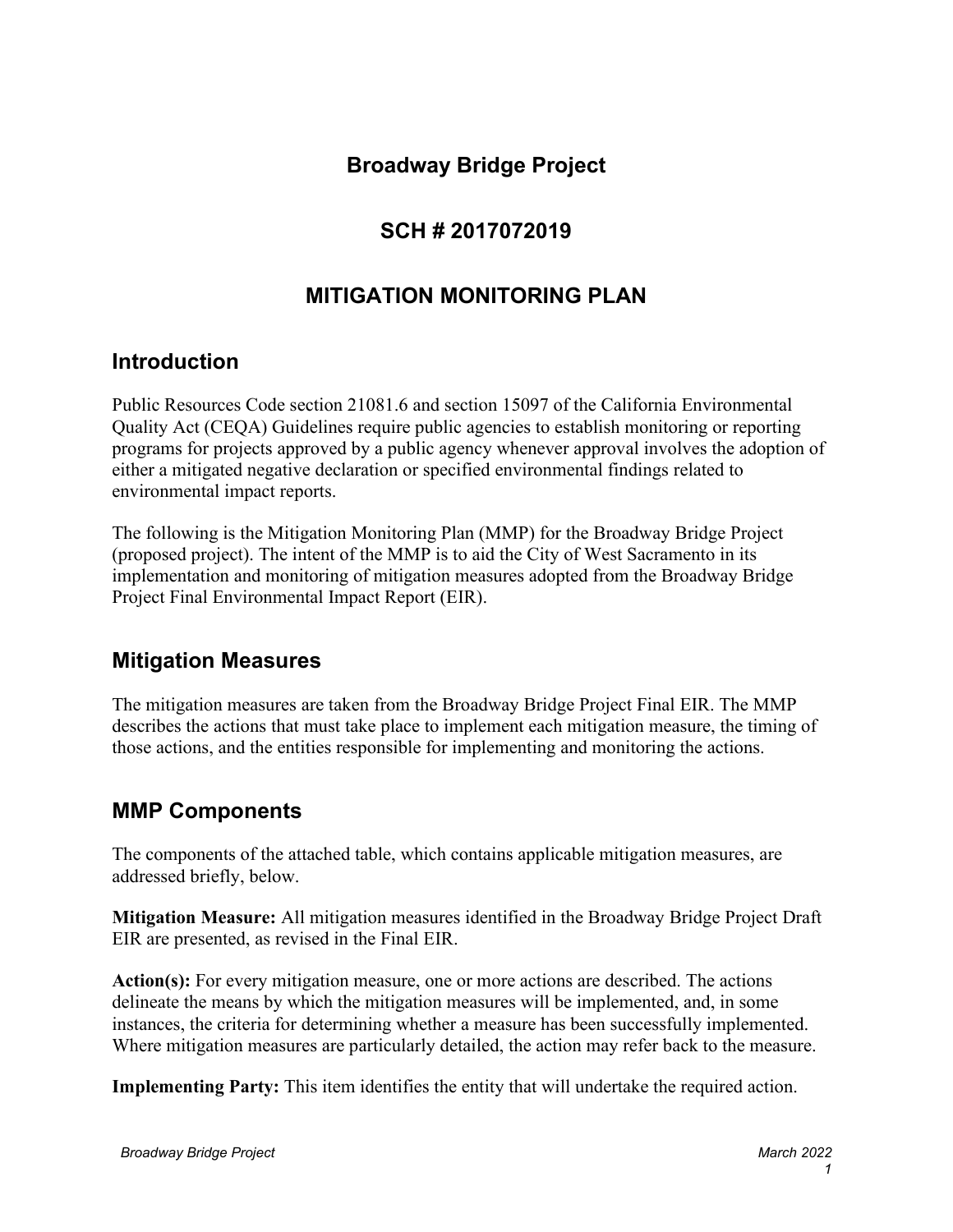# Broadway Bridge Project

# SCH # 2017072019

# MITIGATION MONITORING PLAN

## Introduction

Public Resources Code section 21081.6 and section 15097 of the California Environmental Quality Act (CEQA) Guidelines require public agencies to establish monitoring or reporting programs for projects approved by a public agency whenever approval involves the adoption of either a mitigated negative declaration or specified environmental findings related to environmental impact reports.

The following is the Mitigation Monitoring Plan (MMP) for the Broadway Bridge Project (proposed project). The intent of the MMP is to aid the City of West Sacramento in its implementation and monitoring of mitigation measures adopted from the Broadway Bridge Project Final Environmental Impact Report (EIR).

## Mitigation Measures

The mitigation measures are taken from the Broadway Bridge Project Final EIR. The MMP describes the actions that must take place to implement each mitigation measure, the timing of those actions, and the entities responsible for implementing and monitoring the actions.

## MMP Components

The components of the attached table, which contains applicable mitigation measures, are addressed briefly, below.

**Mitigation Measure:** All mitigation measures identified in the Broadway Bridge Project Draft EIR are presented, as revised in the Final EIR.

**Action(s):** For every mitigation measure, one or more actions are described. The actions delineate the means by which the mitigation measures will be implemented, and, in some instances, the criteria for determining whether a measure has been successfully implemented. Where mitigation measures are particularly detailed, the action may refer back to the measure.

**Implementing Party:** This item identifies the entity that will undertake the required action.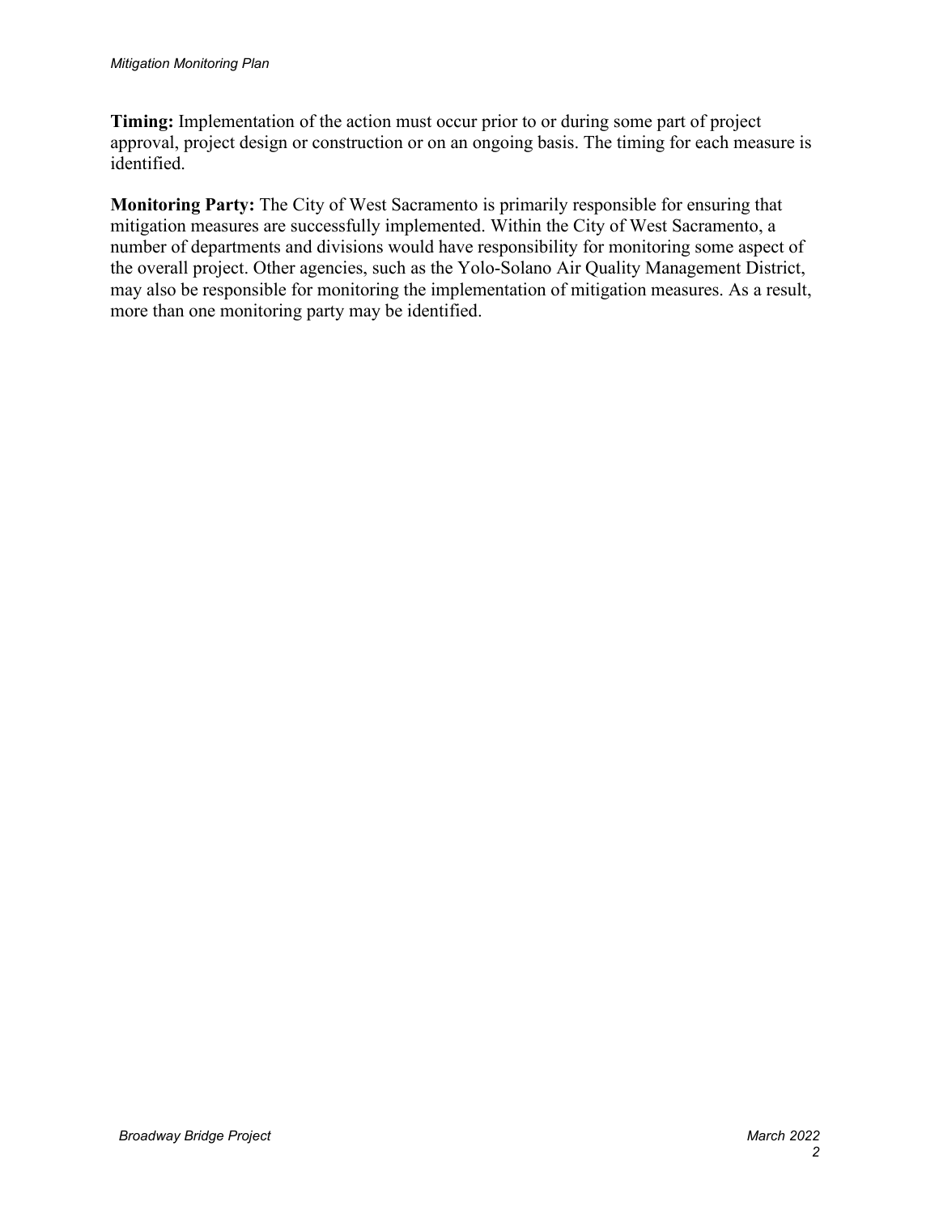**Timing:** Implementation of the action must occur prior to or during some part of project approval, project design or construction or on an ongoing basis. The timing for each measure is identified.

**Monitoring Party:** The City of West Sacramento is primarily responsible for ensuring that mitigation measures are successfully implemented. Within the City of West Sacramento, a number of departments and divisions would have responsibility for monitoring some aspect of the overall project. Other agencies, such as the Yolo-Solano Air Quality Management District, may also be responsible for monitoring the implementation of mitigation measures. As a result, more than one monitoring party may be identified.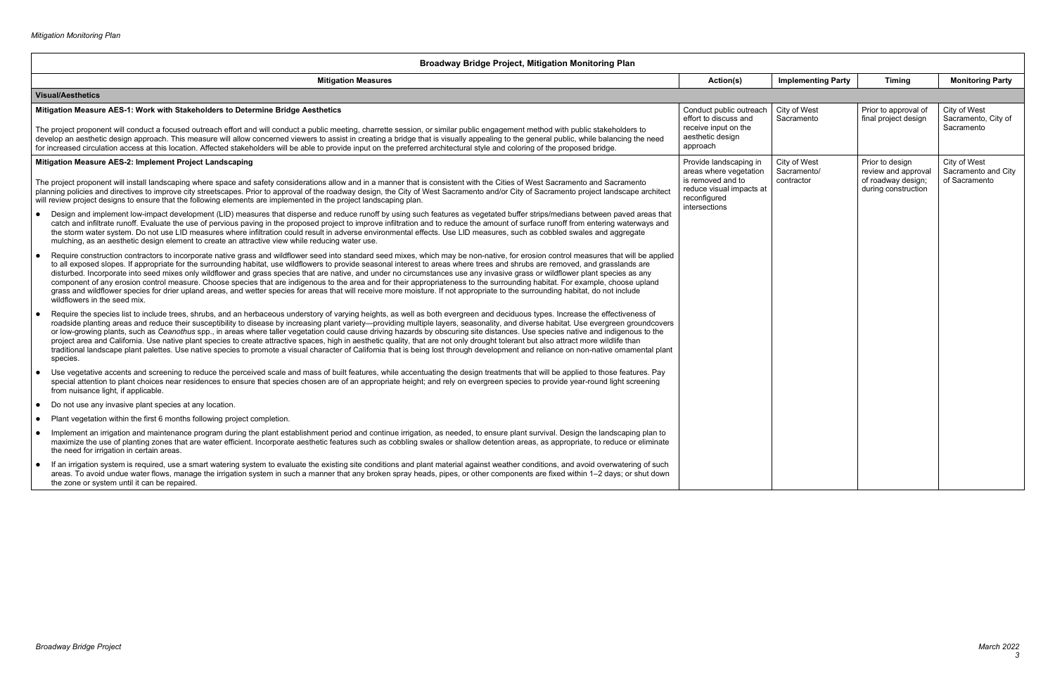| Broadway Bridge Project, Mitigation Monitoring Plan | | | | |
|---|---|---|---|---|
| **Mitigation Measures** | **Action(s)** | **Implementing Party** | **Timing** | **Monitoring Party** |
| **Visual/Aesthetics** | | | | |
| **Mitigation Measure AES-1: Work with Stakeholders to Determine Bridge Aesthetics**<br><br>The project proponent will conduct a focused outreach effort and will conduct a public meeting, charrette session, or similar public engagement method with public stakeholders to develop an aesthetic design approach. This measure will allow concerned viewers to assist in creating a bridge that is visually appealing to the general public, while balancing the need for increased circulation access at this location. Affected stakeholders will be able to provide input on the preferred architectural style and coloring of the proposed bridge. | Conduct public outreach effort to discuss and receive input on the aesthetic design approach | City of West Sacramento | Prior to approval of final project design | City of West Sacramento, City of Sacramento |
| **Mitigation Measure AES-2: Implement Project Landscaping**<br><br>The project proponent will install landscaping where space and safety considerations allow and in a manner that is consistent with the Cities of West Sacramento and Sacramento planning policies and directives to improve city streetscapes. Prior to approval of the roadway design, the City of West Sacramento and/or City of Sacramento project landscape architect will review project designs to ensure that the following elements are implemented in the project landscaping plan.<br><br>• Design and implement low-impact development (LID) measures that disperse and reduce runoff by using such features as vegetated buffer strips/medians between paved areas that catch and infiltrate runoff. Evaluate the use of pervious paving in the proposed project to improve infiltration and to reduce the amount of surface runoff from entering waterways and the storm water system. Do not use LID measures where infiltration could result in adverse environmental effects. Use LID measures, such as cobbled swales and aggregate mulching, as an aesthetic design element to create an attractive view while reducing water use.<br><br>• Require construction contractors to incorporate native grass and wildflower seed into standard seed mixes, which may be non-native, for erosion control measures that will be applied to all exposed slopes. If appropriate for the surrounding habitat, use wildflowers to provide seasonal interest to areas where trees and shrubs are removed, and grasslands are disturbed. Incorporate into seed mixes only wildflower and grass species that are native, and under no circumstances use any invasive grass or wildflower plant species as any component of any erosion control measure. Choose species that are indigenous to the area and for their appropriateness to the surrounding habitat. For example, choose upland grass and wildflower species for drier upland areas, and wetter species for areas that will receive more moisture. If not appropriate to the surrounding habitat, do not include wildflowers in the seed mix.<br><br>• Require the species list to include trees, shrubs, and an herbaceous understory of varying heights, as well as both evergreen and deciduous types. Increase the effectiveness of roadside planting areas and reduce their susceptibility to disease by increasing plant variety—providing multiple layers, seasonality, and diverse habitat. Use evergreen groundcovers or low-growing plants, such as *Ceanothus* spp., in areas where taller vegetation could cause driving hazards by obscuring site distances. Use species native and indigenous to the project area and California. Use native plant species to create attractive spaces, high in aesthetic quality, that are not only drought tolerant but also attract more wildlife than traditional landscape plant palettes. Use native species to promote a visual character of California that is being lost through development and reliance on non-native ornamental plant species.<br><br>• Use vegetative accents and screening to reduce the perceived scale and mass of built features, while accentuating the design treatments that will be applied to those features. Pay special attention to plant choices near residences to ensure that species chosen are of an appropriate height; and rely on evergreen species to provide year-round light screening from nuisance light, if applicable.<br><br>• Do not use any invasive plant species at any location.<br><br>• Plant vegetation within the first 6 months following project completion.<br><br>• Implement an irrigation and maintenance program during the plant establishment period and continue irrigation, as needed, to ensure plant survival. Design the landscaping plan to maximize the use of planting zones that are water efficient. Incorporate aesthetic features such as cobbling swales or shallow detention areas, as appropriate, to reduce or eliminate the need for irrigation in certain areas.<br><br>• If an irrigation system is required, use a smart watering system to evaluate the existing site conditions and plant material against weather conditions, and avoid overwatering of such areas. To avoid undue water flows, manage the irrigation system in such a manner that any broken spray heads, pipes, or other components are fixed within 1–2 days; or shut down the zone or system until it can be repaired. | Provide landscaping in areas where vegetation is removed and to reduce visual impacts at reconfigured intersections | City of West Sacramento/ contractor | Prior to design review and approval of roadway design; during construction | City of West Sacramento and City of Sacramento |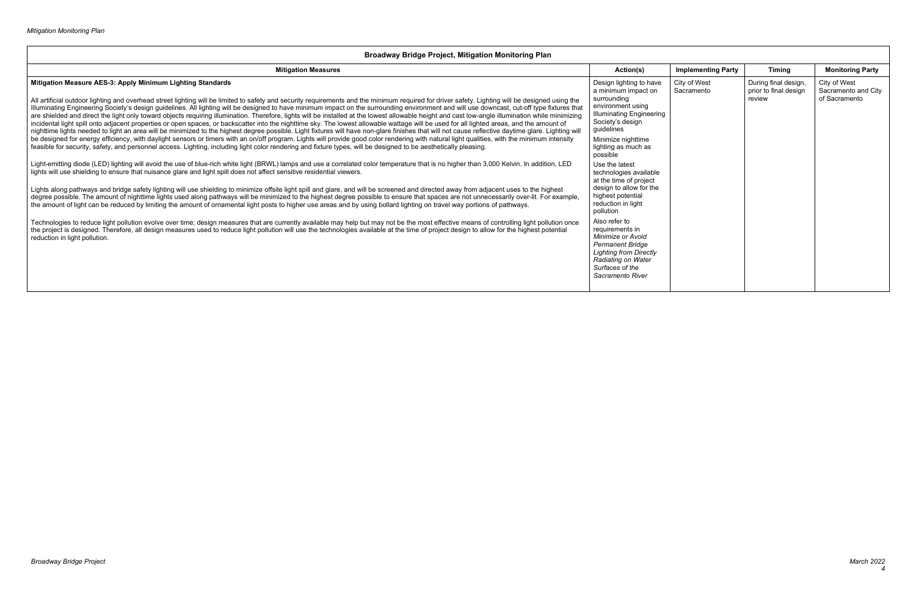| Broadway Bridge Project, Mitigation Monitoring Plan | | | | |
|---|---|---|---|---|
| **Mitigation Measures** | **Action(s)** | **Implementing Party** | **Timing** | **Monitoring Party** |
| **Mitigation Measure AES-3: Apply Minimum Lighting Standards**<br><br>All artificial outdoor lighting and overhead street lighting will be limited to safety and security requirements and the minimum required for driver safety. Lighting will be designed using the Illuminating Engineering Society's design guidelines. All lighting will be designed to have minimum impact on the surrounding environment and will use downcast, cut-off type fixtures that are shielded and direct the light only toward objects requiring illumination. Therefore, lights will be installed at the lowest allowable height and cast low-angle illumination while minimizing incidental light spill onto adjacent properties or open spaces, or backscatter into the nighttime sky. The lowest allowable wattage will be used for all lighted areas, and the amount of nighttime lights needed to light an area will be minimized to the highest degree possible. Light fixtures will have non-glare finishes that will not cause reflective daytime glare. Lighting will be designed for energy efficiency, with daylight sensors or timers with an on/off program. Lights will provide good color rendering with natural light qualities, with the minimum intensity feasible for security, safety, and personnel access. Lighting, including light color rendering and fixture types, will be designed to be aesthetically pleasing.<br><br>Light-emitting diode (LED) lighting will avoid the use of blue-rich white light (BRWL) lamps and use a correlated color temperature that is no higher than 3,000 Kelvin. In addition, LED lights will use shielding to ensure that nuisance glare and light spill does not affect sensitive residential viewers.<br><br>Lights along pathways and bridge safety lighting will use shielding to minimize offsite light spill and glare, and will be screened and directed away from adjacent uses to the highest degree possible. The amount of nighttime lights used along pathways will be minimized to the highest degree possible to ensure that spaces are not unnecessarily over-lit. For example, the amount of light can be reduced by limiting the amount of ornamental light posts to higher use areas and by using bollard lighting on travel way portions of pathways.<br><br>Technologies to reduce light pollution evolve over time; design measures that are currently available may help but may not be the most effective means of controlling light pollution once the project is designed. Therefore, all design measures used to reduce light pollution will use the technologies available at the time of project design to allow for the highest potential reduction in light pollution. | Design lighting to have a minimum impact on surrounding environment using Illuminating Engineering Society's design guidelines<br><br>Minimize nighttime lighting as much as possible<br><br>Use the latest technologies available at the time of project design to allow for the highest potential reduction in light pollution<br><br>Also refer to requirements in *Minimize or Avoid Permanent Bridge Lighting from Directly Radiating on Water Surfaces of the Sacramento River* | City of West Sacramento | During final design, prior to final design review | City of West Sacramento and City of Sacramento |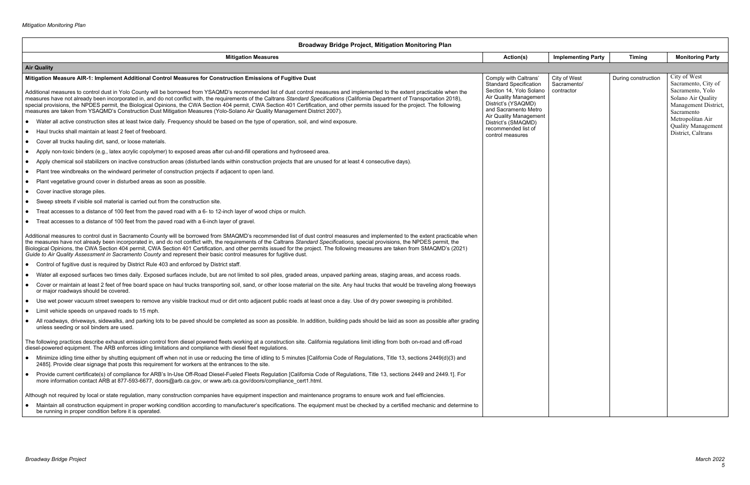| Broadway Bridge Project, Mitigation Monitoring Plan | | | | |
|---|---|---|---|---|
| **Mitigation Measures** | **Action(s)** | **Implementing Party** | **Timing** | **Monitoring Party** |
| **Air Quality** | | | | |
| **Mitigation Measure AIR-1: Implement Additional Control Measures for Construction Emissions of Fugitive Dust**<br><br>Additional measures to control dust in Yolo County will be borrowed from YSAQMD's recommended list of dust control measures and implemented to the extent practicable when the measures have not already been incorporated in, and do not conflict with, the requirements of the Caltrans *Standard Specifications* (California Department of Transportation 2018), special provisions, the NPDES permit, the Biological Opinions, the CWA Section 404 permit, CWA Section 401 Certification, and other permits issued for the project. The following measures are taken from YSAQMD's Construction Dust Mitigation Measures (Yolo-Solano Air Quality Management District 2007).<br><br>• Water all active construction sites at least twice daily. Frequency should be based on the type of operation, soil, and wind exposure.<br>• Haul trucks shall maintain at least 2 feet of freeboard.<br>• Cover all trucks hauling dirt, sand, or loose materials.<br>• Apply non-toxic binders (e.g., latex acrylic copolymer) to exposed areas after cut-and-fill operations and hydroseed area.<br>• Apply chemical soil stabilizers on inactive construction areas (disturbed lands within construction projects that are unused for at least 4 consecutive days).<br>• Plant tree windbreaks on the windward perimeter of construction projects if adjacent to open land.<br>• Plant vegetative ground cover in disturbed areas as soon as possible.<br>• Cover inactive storage piles.<br>• Sweep streets if visible soil material is carried out from the construction site.<br>• Treat accesses to a distance of 100 feet from the paved road with a 6- to 12-inch layer of wood chips or mulch.<br>• Treat accesses to a distance of 100 feet from the paved road with a 6-inch layer of gravel.<br><br>Additional measures to control dust in Sacramento County will be borrowed from SMAQMD's recommended list of dust control measures and implemented to the extent practicable when the measures have not already been incorporated in, and do not conflict with, the requirements of the Caltrans *Standard Specifications*, special provisions, the NPDES permit, the Biological Opinions, the CWA Section 404 permit, CWA Section 401 Certification, and other permits issued for the project. The following measures are taken from SMAQMD's (2021) *Guide to Air Quality Assessment in Sacramento County* and represent their basic control measures for fugitive dust.<br><br>• Control of fugitive dust is required by District Rule 403 and enforced by District staff.<br>• Water all exposed surfaces two times daily. Exposed surfaces include, but are not limited to soil piles, graded areas, unpaved parking areas, staging areas, and access roads.<br>• Cover or maintain at least 2 feet of free board space on haul trucks transporting soil, sand, or other loose material on the site. Any haul trucks that would be traveling along freeways or major roadways should be covered.<br>• Use wet power vacuum street sweepers to remove any visible trackout mud or dirt onto adjacent public roads at least once a day. Use of dry power sweeping is prohibited.<br>• Limit vehicle speeds on unpaved roads to 15 mph.<br>• All roadways, driveways, sidewalks, and parking lots to be paved should be completed as soon as possible. In addition, building pads should be laid as soon as possible after grading unless seeding or soil binders are used.<br><br>The following practices describe exhaust emission control from diesel powered fleets working at a construction site. California regulations limit idling from both on-road and off-road diesel-powered equipment. The ARB enforces idling limitations and compliance with diesel fleet regulations.<br><br>• Minimize idling time either by shutting equipment off when not in use or reducing the time of idling to 5 minutes [California Code of Regulations, Title 13, sections 2449(d)(3) and 2485]. Provide clear signage that posts this requirement for workers at the entrances to the site.<br>• Provide current certificate(s) of compliance for ARB's In-Use Off-Road Diesel-Fueled Fleets Regulation [California Code of Regulations, Title 13, sections 2449 and 2449.1]. For more information contact ARB at 877-593-6677, doors@arb.ca.gov, or www.arb.ca.gov/doors/compliance_cert1.html.<br><br>Although not required by local or state regulation, many construction companies have equipment inspection and maintenance programs to ensure work and fuel efficiencies.<br><br>• Maintain all construction equipment in proper working condition according to manufacturer's specifications. The equipment must be checked by a certified mechanic and determine to be running in proper condition before it is operated. | Comply with Caltrans' Standard Specification Section 14, Yolo Solano Air Quality Management District's (YSAQMD) and Sacramento Metro Air Quality Management District's (SMAQMD) recommended list of control measures | City of West Sacramento/ contractor | During construction | City of West Sacramento, City of Sacramento, Yolo Solano Air Quality Management District, Sacramento Metropolitan Air Quality Management District, Caltrans |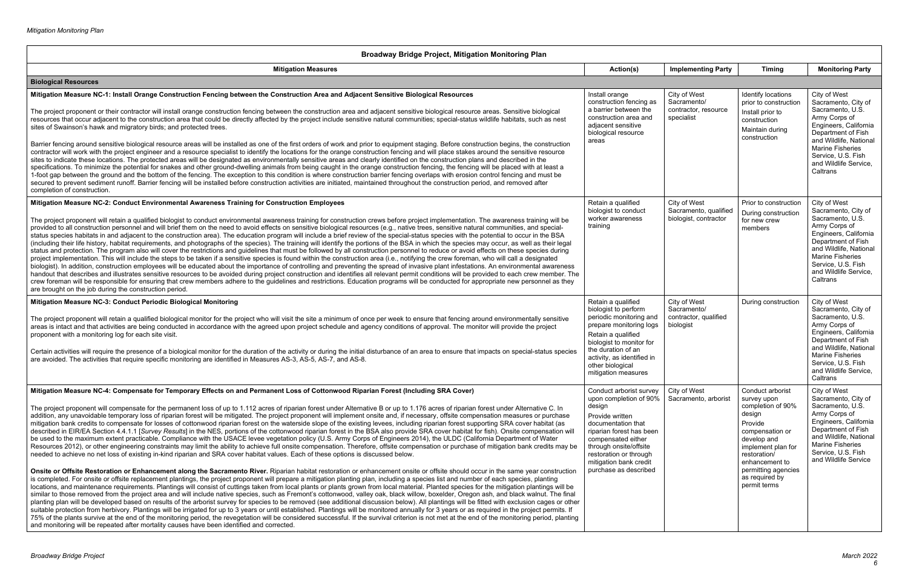| Broadway Bridge Project, Mitigation Monitoring Plan | | | | |
|---|---|---|---|---|
| **Mitigation Measures** | **Action(s)** | **Implementing Party** | **Timing** | **Monitoring Party** |
| **Biological Resources** | | | | |
| **Mitigation Measure NC-1: Install Orange Construction Fencing between the Construction Area and Adjacent Sensitive Biological Resources**<br><br>The project proponent or their contractor will install orange construction fencing between the construction area and adjacent sensitive biological resource areas. Sensitive biological resources that occur adjacent to the construction area that could be directly affected by the project include sensitive natural communities; special-status wildlife habitats, such as nest sites of Swainson's hawk and migratory birds; and protected trees.<br><br>Barrier fencing around sensitive biological resource areas will be installed as one of the first orders of work and prior to equipment staging. Before construction begins, the construction contractor will work with the project engineer and a resource specialist to identify the locations for the orange construction fencing and will place stakes around the sensitive resource sites to indicate these locations. The protected areas will be designated as environmentally sensitive areas and clearly identified on the construction plans and described in the specifications. To minimize the potential for snakes and other ground-dwelling animals from being caught in the orange construction fencing, the fencing will be placed with at least a 1-foot gap between the ground and the bottom of the fencing. The exception to this condition is where construction barrier fencing overlaps with erosion control fencing and must be secured to prevent sediment runoff. Barrier fencing will be installed before construction activities are initiated, maintained throughout the construction period, and removed after completion of construction. | Install orange construction fencing as a barrier between the construction area and adjacent sensitive biological resource areas | City of West Sacramento/ contractor, resource specialist | Identify locations prior to construction<br>Install prior to construction<br>Maintain during construction | City of West Sacramento, City of Sacramento, U.S. Army Corps of Engineers, California Department of Fish and Wildlife, National Marine Fisheries Service, U.S. Fish and Wildlife Service, Caltrans |
| **Mitigation Measure NC-2: Conduct Environmental Awareness Training for Construction Employees**<br><br>The project proponent will retain a qualified biologist to conduct environmental awareness training for construction crews before project implementation. The awareness training will be provided to all construction personnel and will brief them on the need to avoid effects on sensitive biological resources (e.g., native trees, sensitive natural communities, and special-status species habitats in and adjacent to the construction area). The education program will include a brief review of the special-status species with the potential to occur in the BSA (including their life history, habitat requirements, and photographs of the species). The training will identify the portions of the BSA in which the species may occur, as well as their legal status and protection. The program also will cover the restrictions and guidelines that must be followed by all construction personnel to reduce or avoid effects on these species during project implementation. This will include the steps to be taken if a sensitive species is found within the construction area (i.e., notifying the crew foreman, who will call a designated biologist). In addition, construction employees will be educated about the importance of controlling and preventing the spread of invasive plant infestations. An environmental awareness handout that describes and illustrates sensitive resources to be avoided during project construction and identifies all relevant permit conditions will be provided to each crew member. The crew foreman will be responsible for ensuring that crew members adhere to the guidelines and restrictions. Education programs will be conducted for appropriate new personnel as they are brought on the job during the construction period. | Retain a qualified biologist to conduct worker awareness training | City of West Sacramento, qualified biologist, contractor | Prior to construction<br>During construction for new crew members | City of West Sacramento, City of Sacramento, U.S. Army Corps of Engineers, California Department of Fish and Wildlife, National Marine Fisheries Service, U.S. Fish and Wildlife Service, Caltrans |
| **Mitigation Measure NC-3: Conduct Periodic Biological Monitoring**<br><br>The project proponent will retain a qualified biological monitor for the project who will visit the site a minimum of once per week to ensure that fencing around environmentally sensitive areas is intact and that activities are being conducted in accordance with the agreed upon project schedule and agency conditions of approval. The monitor will provide the project proponent with a monitoring log for each site visit.<br><br>Certain activities will require the presence of a biological monitor for the duration of the activity or during the initial disturbance of an area to ensure that impacts on special-status species are avoided. The activities that require specific monitoring are identified in Measures AS-3, AS-5, AS-7, and AS-8. | Retain a qualified biologist to perform periodic monitoring and prepare monitoring logs<br>Retain a qualified biologist to monitor for the duration of an activity, as identified in other biological mitigation measures | City of West Sacramento/ contractor, qualified biologist | During construction | City of West Sacramento, City of Sacramento, U.S. Army Corps of Engineers, California Department of Fish and Wildlife, National Marine Fisheries Service, U.S. Fish and Wildlife Service, Caltrans |
| **Mitigation Measure NC-4: Compensate for Temporary Effects on and Permanent Loss of Cottonwood Riparian Forest (Including SRA Cover)**<br><br>The project proponent will compensate for the permanent loss of up to 1.112 acres of riparian forest under Alternative B or up to 1.176 acres of riparian forest under Alternative C. In addition, any unavoidable temporary loss of riparian forest will be mitigated. The project proponent will implement onsite and, if necessary, offsite compensation measures or purchase mitigation bank credits to compensate for losses of cottonwood riparian forest on the waterside slope of the existing levees, including riparian forest supporting SRA cover habitat (as described in EIR/EA Section 4.4.1.1 [*Survey Results*] in the NES, portions of the cottonwood riparian forest in the BSA also provide SRA cover habitat for fish). Onsite compensation will be used to the maximum extent practicable. Compliance with the USACE levee vegetation policy (U.S. Army Corps of Engineers 2014), the ULDC (California Department of Water Resources 2012), or other engineering constraints may limit the ability to achieve full onsite compensation. Therefore, offsite compensation or purchase of mitigation bank credits may be needed to achieve no net loss of existing in-kind riparian and SRA cover habitat values. Each of these options is discussed below.<br><br>**Onsite or Offsite Restoration or Enhancement along the Sacramento River.** Riparian habitat restoration or enhancement onsite or offsite should occur in the same year construction is completed. For onsite or offsite replacement plantings, the project proponent will prepare a mitigation planting plan, including a species list and number of each species, planting locations, and maintenance requirements. Plantings will consist of cuttings taken from local plants or plants grown from local material. Planted species for the mitigation plantings will be similar to those removed from the project area and will include native species, such as Fremont's cottonwood, valley oak, black willow, boxelder, Oregon ash, and black walnut. The final planting plan will be developed based on results of the arborist survey for species to be removed (see additional discussion below). All plantings will be fitted with exclusion cages or other suitable protection from herbivory. Plantings will be irrigated for up to 3 years or until established. Plantings will be monitored annually for 3 years or as required in the project permits. If 75% of the plants survive at the end of the monitoring period, the revegetation will be considered successful. If the survival criterion is not met at the end of the monitoring period, planting and monitoring will be repeated after mortality causes have been identified and corrected. | Conduct arborist survey upon completion of 90% design<br>Provide written documentation that riparian forest has been compensated either through onsite/offsite restoration or through mitigation bank credit purchase as described | City of West Sacramento, arborist | Conduct arborist survey upon completion of 90% design<br>Provide compensation or develop and implement plan for restoration/ enhancement to permitting agencies as required by permit terms | City of West Sacramento, City of Sacramento, U.S. Army Corps of Engineers, California Department of Fish and Wildlife, National Marine Fisheries Service, U.S. Fish and Wildlife Service |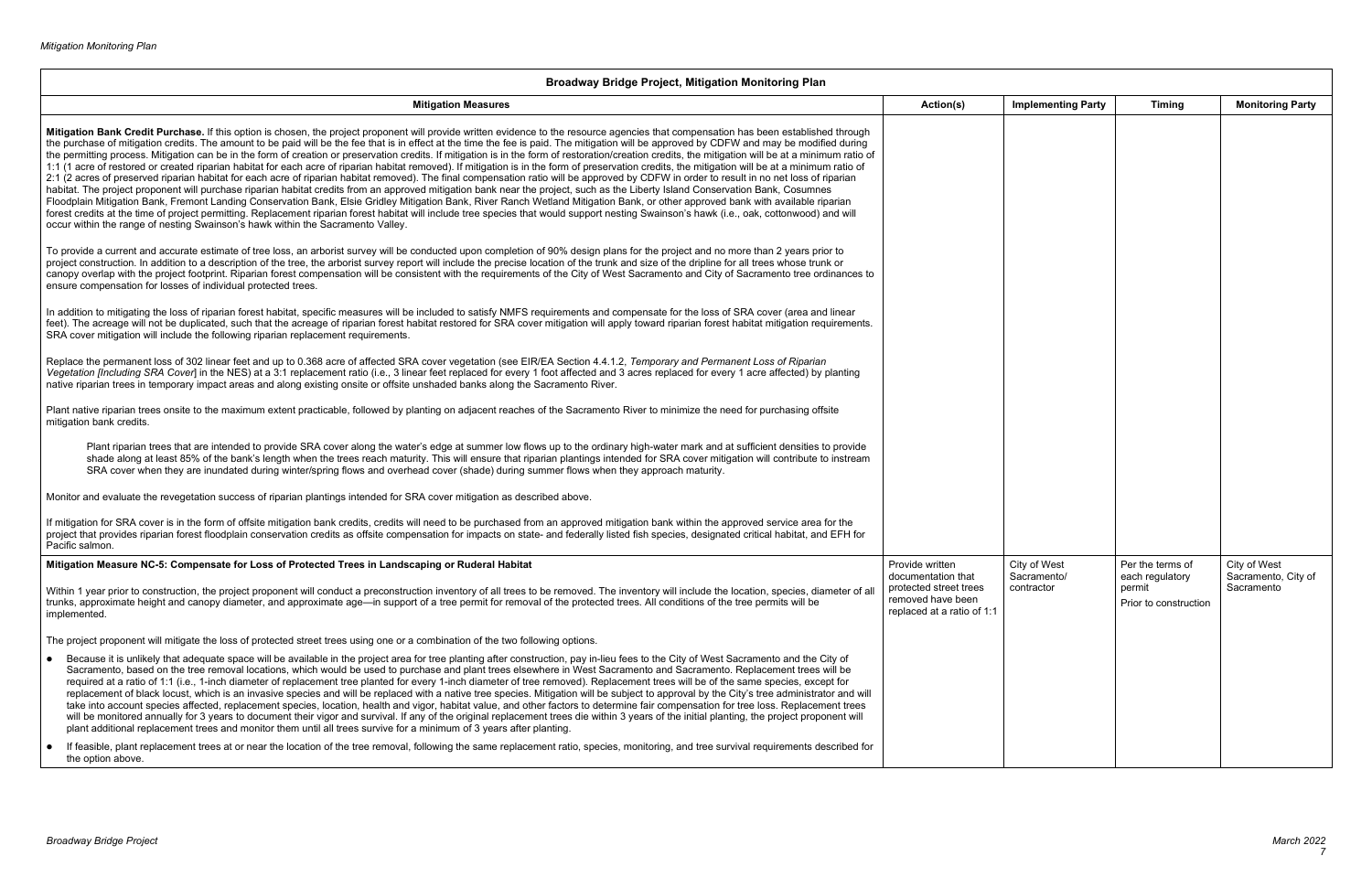| Broadway Bridge Project, Mitigation Monitoring Plan | | | | |
|---|---|---|---|---|
| **Mitigation Measures** | **Action(s)** | **Implementing Party** | **Timing** | **Monitoring Party** |
| **Mitigation Bank Credit Purchase.** If this option is chosen, the project proponent will provide written evidence to the resource agencies that compensation has been established through the purchase of mitigation credits. The amount to be paid will be the fee that is in effect at the time the fee is paid. The mitigation will be approved by CDFW and may be modified during the permitting process. Mitigation can be in the form of creation or preservation credits. If mitigation is in the form of restoration/creation credits, the mitigation will be at a minimum ratio of 1:1 (1 acre of restored or created riparian habitat for each acre of riparian habitat removed). If mitigation is in the form of preservation credits, the mitigation will be at a minimum ratio of 2:1 (2 acres of preserved riparian habitat for each acre of riparian habitat removed). The final compensation ratio will be approved by CDFW in order to result in no net loss of riparian habitat. The project proponent will purchase riparian habitat credits from an approved mitigation bank near the project, such as the Liberty Island Conservation Bank, Cosumnes Floodplain Mitigation Bank, Fremont Landing Conservation Bank, Elsie Gridley Mitigation Bank, River Ranch Wetland Mitigation Bank, or other approved bank with available riparian forest credits at the time of project permitting. Replacement riparian forest habitat will include tree species that would support nesting Swainson's hawk (i.e., oak, cottonwood) and will occur within the range of nesting Swainson's hawk within the Sacramento Valley.<br><br>To provide a current and accurate estimate of tree loss, an arborist survey will be conducted upon completion of 90% design plans for the project and no more than 2 years prior to project construction. In addition to a description of the tree, the arborist survey report will include the precise location of the trunk and size of the dripline for all trees whose trunk or canopy overlap with the project footprint. Riparian forest compensation will be consistent with the requirements of the City of West Sacramento and City of Sacramento tree ordinances to ensure compensation for losses of individual protected trees.<br><br>In addition to mitigating the loss of riparian forest habitat, specific measures will be included to satisfy NMFS requirements and compensate for the loss of SRA cover (area and linear feet). The acreage will not be duplicated, such that the acreage of riparian forest habitat restored for SRA cover mitigation will apply toward riparian forest habitat mitigation requirements. SRA cover mitigation will include the following riparian replacement requirements.<br><br>Replace the permanent loss of 302 linear feet and up to 0.368 acre of affected SRA cover vegetation (see EIR/EA Section 4.4.1.2, *Temporary and Permanent Loss of Riparian Vegetation [Including SRA Cover]* in the NES) at a 3:1 replacement ratio (i.e., 3 linear feet replaced for every 1 foot affected and 3 acres replaced for every 1 acre affected) by planting native riparian trees in temporary impact areas and along existing onsite or offsite unshaded banks along the Sacramento River.<br><br>Plant native riparian trees onsite to the maximum extent practicable, followed by planting on adjacent reaches of the Sacramento River to minimize the need for purchasing offsite mitigation bank credits.<br><br>Plant riparian trees that are intended to provide SRA cover along the water's edge at summer low flows up to the ordinary high-water mark and at sufficient densities to provide shade along at least 85% of the bank's length when the trees reach maturity. This will ensure that riparian plantings intended for SRA cover mitigation will contribute to instream SRA cover when they are inundated during winter/spring flows and overhead cover (shade) during summer flows when they approach maturity.<br><br>Monitor and evaluate the revegetation success of riparian plantings intended for SRA cover mitigation as described above.<br><br>If mitigation for SRA cover is in the form of offsite mitigation bank credits, credits will need to be purchased from an approved mitigation bank within the approved service area for the project that provides riparian forest floodplain conservation credits as offsite compensation for impacts on state- and federally listed fish species, designated critical habitat, and EFH for Pacific salmon. | | | | |
| **Mitigation Measure NC-5: Compensate for Loss of Protected Trees in Landscaping or Ruderal Habitat**<br><br>Within 1 year prior to construction, the project proponent will conduct a preconstruction inventory of all trees to be removed. The inventory will include the location, species, diameter of all trunks, approximate height and canopy diameter, and approximate age—in support of a tree permit for removal of the protected trees. All conditions of the tree permits will be implemented.<br><br>The project proponent will mitigate the loss of protected street trees using one or a combination of the two following options.<br><br>• Because it is unlikely that adequate space will be available in the project area for tree planting after construction, pay in-lieu fees to the City of West Sacramento and the City of Sacramento, based on the tree removal locations, which would be used to purchase and plant trees elsewhere in West Sacramento and Sacramento. Replacement trees will be required at a ratio of 1:1 (i.e., 1-inch diameter of replacement tree planted for every 1-inch diameter of tree removed). Replacement trees will be of the same species, except for replacement of black locust, which is an invasive species and will be replaced with a native tree species. Mitigation will be subject to approval by the City's tree administrator and will take into account species affected, replacement species, location, health and vigor, habitat value, and other factors to determine fair compensation for tree loss. Replacement trees will be monitored annually for 3 years to document their vigor and survival. If any of the original replacement trees die within 3 years of the initial planting, the project proponent will plant additional replacement trees and monitor them until all trees survive for a minimum of 3 years after planting.<br><br>• If feasible, plant replacement trees at or near the location of the tree removal, following the same replacement ratio, species, monitoring, and tree survival requirements described for the option above. | Provide written documentation that protected street trees removed have been replaced at a ratio of 1:1 | City of West Sacramento/ contractor | Per the terms of each regulatory permit<br><br>Prior to construction | City of West Sacramento, City of Sacramento |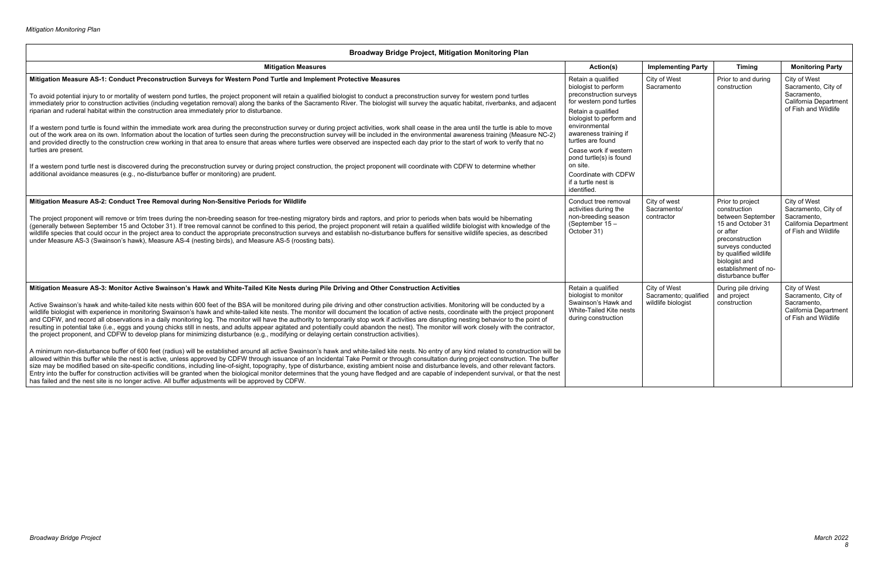| Broadway Bridge Project, Mitigation Monitoring Plan | | | | |
|---|---|---|---|---|
| **Mitigation Measures** | **Action(s)** | **Implementing Party** | **Timing** | **Monitoring Party** |
| **Mitigation Measure AS-1: Conduct Preconstruction Surveys for Western Pond Turtle and Implement Protective Measures**<br><br>To avoid potential injury to or mortality of western pond turtles, the project proponent will retain a qualified biologist to conduct a preconstruction survey for western pond turtles immediately prior to construction activities (including vegetation removal) along the banks of the Sacramento River. The biologist will survey the aquatic habitat, riverbanks, and adjacent riparian and ruderal habitat within the construction area immediately prior to disturbance.<br><br>If a western pond turtle is found within the immediate work area during the preconstruction survey or during project activities, work shall cease in the area until the turtle is able to move out of the work area on its own. Information about the location of turtles seen during the preconstruction survey will be included in the environmental awareness training (Measure NC-2) and provided directly to the construction crew working in that area to ensure that areas where turtles were observed are inspected each day prior to the start of work to verify that no turtles are present.<br><br>If a western pond turtle nest is discovered during the preconstruction survey or during project construction, the project proponent will coordinate with CDFW to determine whether additional avoidance measures (e.g., no-disturbance buffer or monitoring) are prudent. | Retain a qualified biologist to perform preconstruction surveys for western pond turtles<br><br>Retain a qualified biologist to perform and environmental awareness training if turtles are found<br><br>Cease work if western pond turtle(s) is found on site.<br><br>Coordinate with CDFW if a turtle nest is identified. | City of West Sacramento | Prior to and during construction | City of West Sacramento, City of Sacramento, California Department of Fish and Wildlife |
| **Mitigation Measure AS-2: Conduct Tree Removal during Non-Sensitive Periods for Wildlife**<br><br>The project proponent will remove or trim trees during the non-breeding season for tree-nesting migratory birds and raptors, and prior to periods when bats would be hibernating (generally between September 15 and October 31). If tree removal cannot be confined to this period, the project proponent will retain a qualified wildlife biologist with knowledge of the wildlife species that could occur in the project area to conduct the appropriate preconstruction surveys and establish no-disturbance buffers for sensitive wildlife species, as described under Measure AS-3 (Swainson's hawk), Measure AS-4 (nesting birds), and Measure AS-5 (roosting bats). | Conduct tree removal activities during the non-breeding season (September 15 – October 31) | City of west Sacramento/ contractor | Prior to project construction between September 15 and October 31 or after preconstruction surveys conducted by qualified wildlife biologist and establishment of no-disturbance buffer | City of West Sacramento, City of Sacramento, California Department of Fish and Wildlife |
| **Mitigation Measure AS-3: Monitor Active Swainson's Hawk and White-Tailed Kite Nests during Pile Driving and Other Construction Activities**<br><br>Active Swainson's hawk and white-tailed kite nests within 600 feet of the BSA will be monitored during pile driving and other construction activities. Monitoring will be conducted by a wildlife biologist with experience in monitoring Swainson's hawk and white-tailed kite nests. The monitor will document the location of active nests, coordinate with the project proponent and CDFW, and record all observations in a daily monitoring log. The monitor will have the authority to temporarily stop work if activities are disrupting nesting behavior to the point of resulting in potential take (i.e., eggs and young chicks still in nests, and adults appear agitated and potentially could abandon the nest). The monitor will work closely with the contractor, the project proponent, and CDFW to develop plans for minimizing disturbance (e.g., modifying or delaying certain construction activities).<br><br>A minimum non-disturbance buffer of 600 feet (radius) will be established around all active Swainson's hawk and white-tailed kite nests. No entry of any kind related to construction will be allowed within this buffer while the nest is active, unless approved by CDFW through issuance of an Incidental Take Permit or through consultation during project construction. The buffer size may be modified based on site-specific conditions, including line-of-sight, topography, type of disturbance, existing ambient noise and disturbance levels, and other relevant factors. Entry into the buffer for construction activities will be granted when the biological monitor determines that the young have fledged and are capable of independent survival, or that the nest has failed and the nest site is no longer active. All buffer adjustments will be approved by CDFW. | Retain a qualified biologist to monitor Swainson's Hawk and White-Tailed Kite nests during construction | City of West Sacramento; qualified wildlife biologist | During pile driving and project construction | City of West Sacramento, City of Sacramento, California Department of Fish and Wildlife |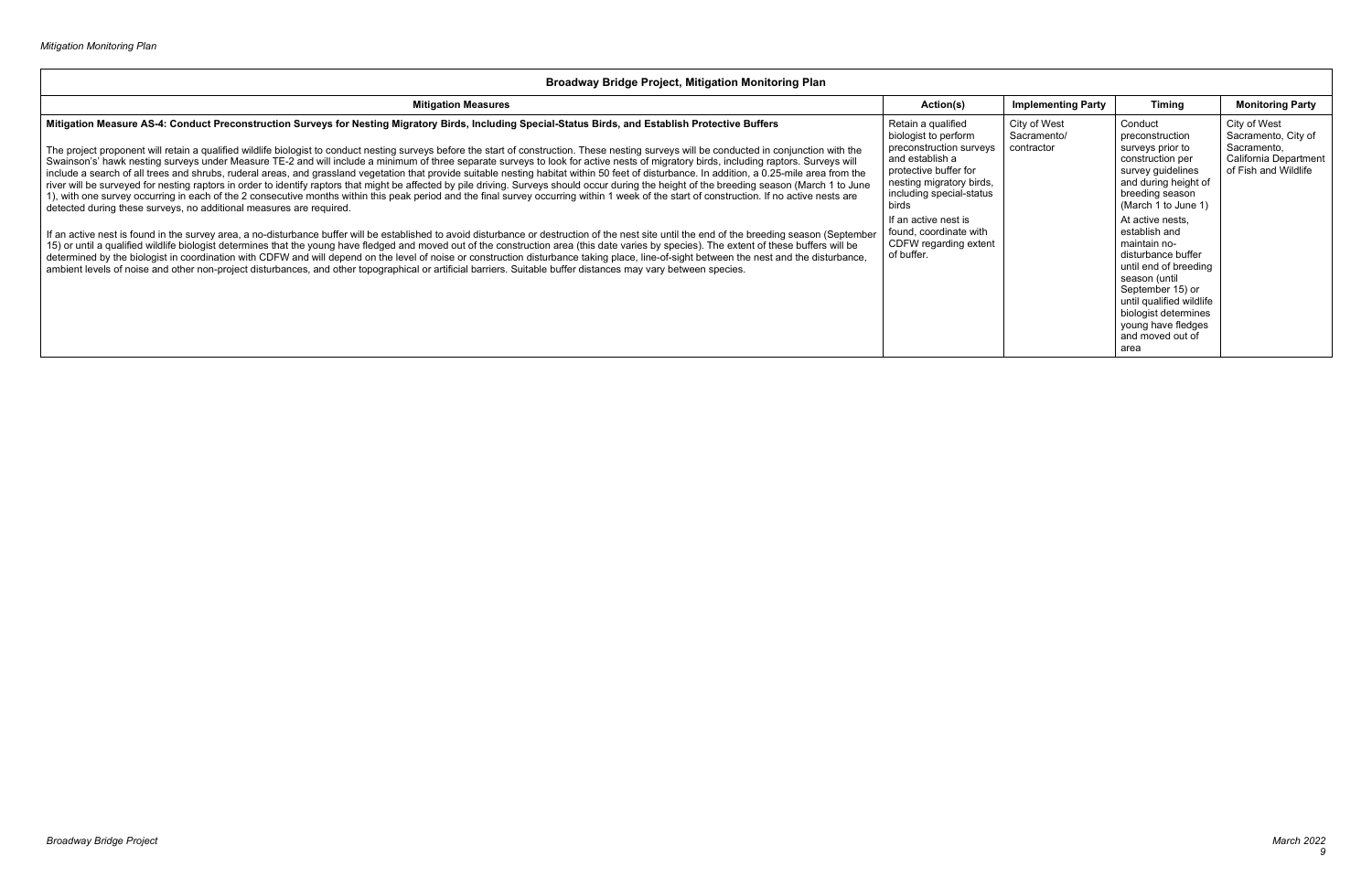| Broadway Bridge Project, Mitigation Monitoring Plan | | | | |
|---|---|---|---|---|
| **Mitigation Measures** | **Action(s)** | **Implementing Party** | **Timing** | **Monitoring Party** |
| **Mitigation Measure AS-4: Conduct Preconstruction Surveys for Nesting Migratory Birds, Including Special-Status Birds, and Establish Protective Buffers**<br><br>The project proponent will retain a qualified wildlife biologist to conduct nesting surveys before the start of construction. These nesting surveys will be conducted in conjunction with the Swainson's' hawk nesting surveys under Measure TE-2 and will include a minimum of three separate surveys to look for active nests of migratory birds, including raptors. Surveys will include a search of all trees and shrubs, ruderal areas, and grassland vegetation that provide suitable nesting habitat within 50 feet of disturbance. In addition, a 0.25-mile area from the river will be surveyed for nesting raptors in order to identify raptors that might be affected by pile driving. Surveys should occur during the height of the breeding season (March 1 to June 1), with one survey occurring in each of the 2 consecutive months within this peak period and the final survey occurring within 1 week of the start of construction. If no active nests are detected during these surveys, no additional measures are required.<br><br>If an active nest is found in the survey area, a no-disturbance buffer will be established to avoid disturbance or destruction of the nest site until the end of the breeding season (September 15) or until a qualified wildlife biologist determines that the young have fledged and moved out of the construction area (this date varies by species). The extent of these buffers will be determined by the biologist in coordination with CDFW and will depend on the level of noise or construction disturbance taking place, line-of-sight between the nest and the disturbance, ambient levels of noise and other non-project disturbances, and other topographical or artificial barriers. Suitable buffer distances may vary between species. | Retain a qualified biologist to perform preconstruction surveys and establish a protective buffer for nesting migratory birds, including special-status birds<br><br>If an active nest is found, coordinate with CDFW regarding extent of buffer. | City of West Sacramento/ contractor | Conduct preconstruction surveys prior to construction per survey guidelines and during height of breeding season (March 1 to June 1)<br><br>At active nests, establish and maintain no-disturbance buffer until end of breeding season (until September 15) or until qualified wildlife biologist determines young have fledges and moved out of area | City of West Sacramento, City of Sacramento, California Department of Fish and Wildlife |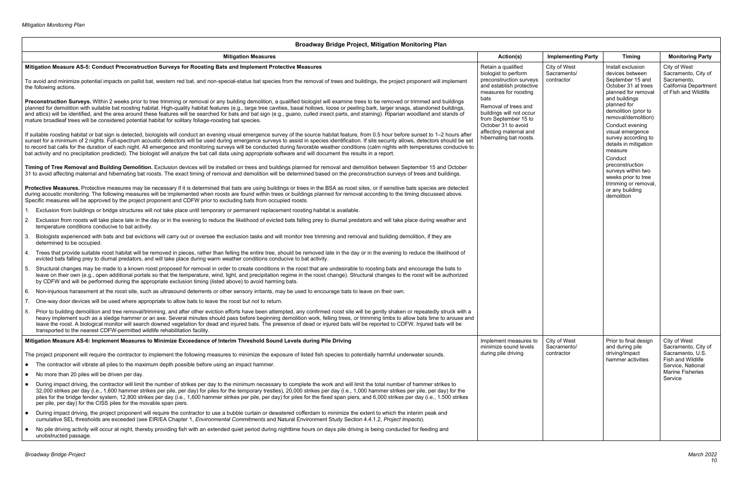| Broadway Bridge Project, Mitigation Monitoring Plan | | | | |
|---|---|---|---|---|
| **Mitigation Measures** | **Action(s)** | **Implementing Party** | **Timing** | **Monitoring Party** |
| **Mitigation Measure AS-5: Conduct Preconstruction Surveys for Roosting Bats and Implement Protective Measures**<br><br>To avoid and minimize potential impacts on pallid bat, western red bat, and non-special-status bat species from the removal of trees and buildings, the project proponent will implement the following actions.<br><br>**Preconstruction Surveys.** Within 2 weeks prior to tree trimming or removal or any building demolition, a qualified biologist will examine trees to be removed or trimmed and buildings planned for demolition with suitable bat roosting habitat. High-quality habitat features (e.g., large tree cavities, basal hollows, loose or peeling bark, larger snags, abandoned buildings, and attics) will be identified, and the area around these features will be searched for bats and bat sign (e.g., guano, culled insect parts, and staining). Riparian woodland and stands of mature broadleaf trees will be considered potential habitat for solitary foliage-roosting bat species.<br><br>If suitable roosting habitat or bat sign is detected, biologists will conduct an evening visual emergence survey of the source habitat feature, from 0.5 hour before sunset to 1–2 hours after sunset for a minimum of 2 nights. Full-spectrum acoustic detectors will be used during emergence surveys to assist in species identification. If site security allows, detectors should be set to record bat calls for the duration of each night. All emergence and monitoring surveys will be conducted during favorable weather conditions (calm nights with temperatures conducive to bat activity and no precipitation predicted). The biologist will analyze the bat call data using appropriate software and will document the results in a report.<br><br>**Timing of Tree Removal and Building Demolition.** Exclusion devices will be installed on trees and buildings planned for removal and demolition between September 15 and October 31 to avoid affecting maternal and hibernating bat roosts. The exact timing of removal and demolition will be determined based on the preconstruction surveys of trees and buildings.<br><br>**Protective Measures.** Protective measures may be necessary if it is determined that bats are using buildings or trees in the BSA as roost sites, or if sensitive bats species are detected during acoustic monitoring. The following measures will be implemented when roosts are found within trees or buildings planned for removal according to the timing discussed above. Specific measures will be approved by the project proponent and CDFW prior to excluding bats from occupied roosts.<br><br>1. Exclusion from buildings or bridge structures will not take place until temporary or permanent replacement roosting habitat is available.<br>2. Exclusion from roosts will take place late in the day or in the evening to reduce the likelihood of evicted bats falling prey to diurnal predators and will take place during weather and temperature conditions conducive to bat activity.<br>3. Biologists experienced with bats and bat evictions will carry out or oversee the exclusion tasks and will monitor tree trimming and removal and building demolition, if they are determined to be occupied.<br>4. Trees that provide suitable roost habitat will be removed in pieces, rather than felling the entire tree, should be removed late in the day or in the evening to reduce the likelihood of evicted bats falling prey to diurnal predators, and will take place during warm weather conditions conducive to bat activity.<br>5. Structural changes may be made to a known roost proposed for removal in order to create conditions in the roost that are undesirable to roosting bats and encourage the bats to leave on their own (e.g., open additional portals so that the temperature, wind, light, and precipitation regime in the roost change). Structural changes to the roost will be authorized by CDFW and will be performed during the appropriate exclusion timing (listed above) to avoid harming bats.<br>6. Non-injurious harassment at the roost site, such as ultrasound deterrents or other sensory irritants, may be used to encourage bats to leave on their own.<br>7. One-way door devices will be used where appropriate to allow bats to leave the roost but not to return.<br>8. Prior to building demolition and tree removal/trimming, and after other eviction efforts have been attempted, any confirmed roost site will be gently shaken or repeatedly struck with a heavy implement such as a sledge hammer or an axe. Several minutes should pass before beginning demolition work, felling trees, or trimming limbs to allow bats time to arouse and leave the roost. A biological monitor will search downed vegetation for dead and injured bats. The presence of dead or injured bats will be reported to CDFW. Injured bats will be transported to the nearest CDFW-permitted wildlife rehabilitation facility. | Retain a qualified biologist to perform preconstruction surveys and establish protective measures for roosting bats<br><br>Removal of trees and buildings will not occur from September 15 to October 31 to avoid affecting maternal and hibernating bat roosts. | City of West Sacramento/ contractor | Install exclusion devices between September 15 and October 31 at trees planned for removal and buildings planned for demolition (prior to removal/demolition)<br><br>Conduct evening visual emergence survey according to details in mitigation measure<br><br>Conduct preconstruction surveys within two weeks prior to tree trimming or removal, or any building demolition | City of West Sacramento, City of Sacramento, California Department of Fish and Wildlife |
| **Mitigation Measure AS-6: Implement Measures to Minimize Exceedance of Interim Threshold Sound Levels during Pile Driving**<br><br>The project proponent will require the contractor to implement the following measures to minimize the exposure of listed fish species to potentially harmful underwater sounds.<br><br>- The contractor will vibrate all piles to the maximum depth possible before using an impact hammer.<br>- No more than 20 piles will be driven per day.<br>- During impact driving, the contractor will limit the number of strikes per day to the minimum necessary to complete the work and will limit the total number of hammer strikes to 32,000 strikes per day (i.e., 1,600 hammer strikes per pile, per day) for piles for the temporary trestles), 20,000 strikes per day (i.e., 1,000 hammer strikes per pile, per day) for the piles for the bridge fender system, 12,800 strikes per day (i.e., 1,600 hammer strikes per pile, per day) for piles for the fixed span piers, and 6,000 strikes per day (i.e., 1.500 strikes per pile, per day) for the CISS piles for the movable span piers.<br>- During impact driving, the project proponent will require the contractor to use a bubble curtain or dewatered cofferdam to minimize the extent to which the interim peak and cumulative SEL thresholds are exceeded (see EIR/EA Chapter 1, *Environmental Commitments* and Natural Environment Study Section 4.4.1.2, *Project Impacts*).<br>- No pile driving activity will occur at night, thereby providing fish with an extended quiet period during nighttime hours on days pile driving is being conducted for feeding and unobstructed passage. | Implement measures to minimize sound levels during pile driving | City of West Sacramento/ contractor | Prior to final design and during pile driving/impact hammer activities | City of West Sacramento, City of Sacramento, U.S. Fish and Wildlife Service, National Marine Fisheries Service |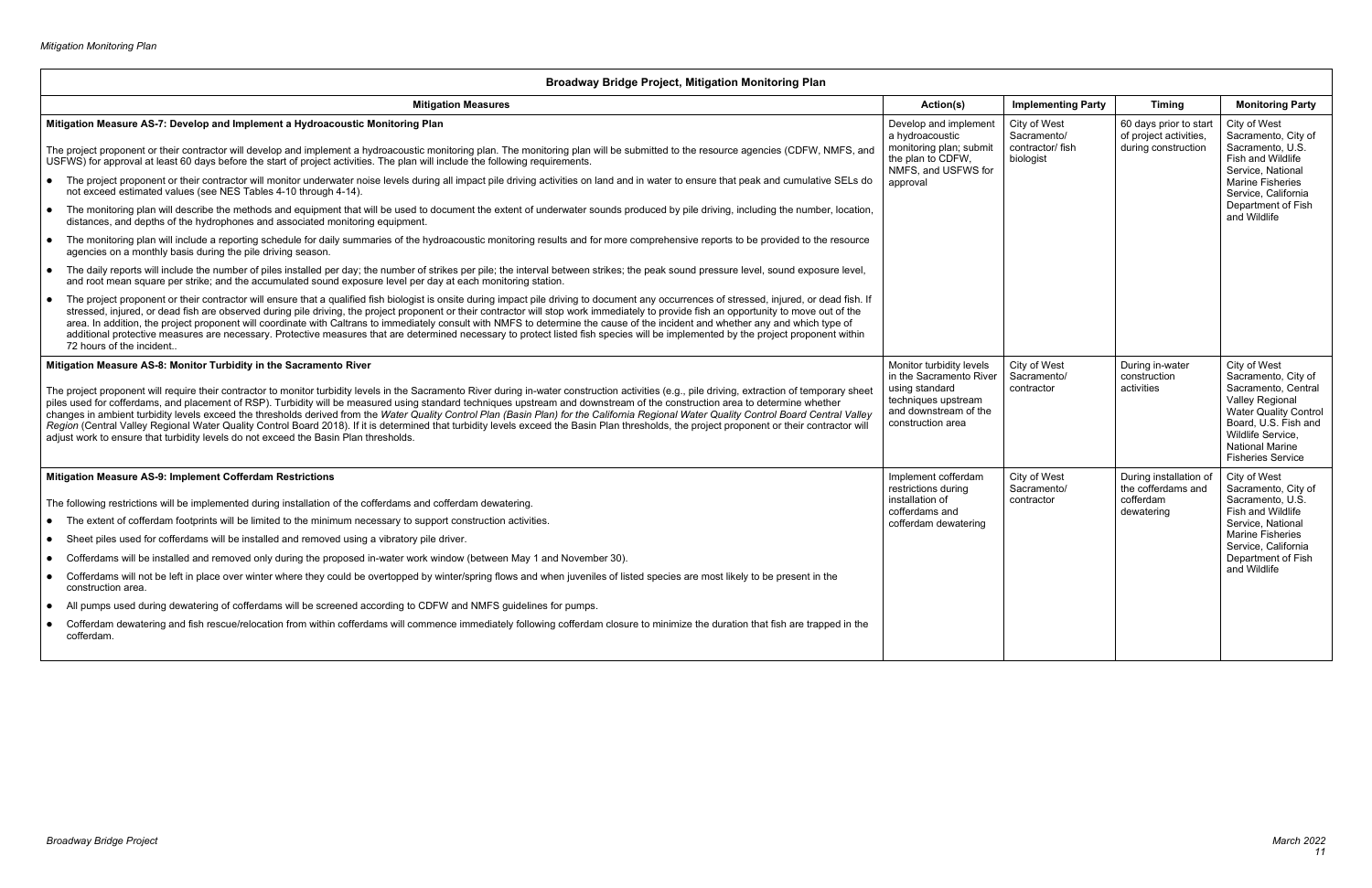| Broadway Bridge Project, Mitigation Monitoring Plan | | | | |
|---|---|---|---|---|
| **Mitigation Measures** | **Action(s)** | **Implementing Party** | **Timing** | **Monitoring Party** |
| **Mitigation Measure AS-7: Develop and Implement a Hydroacoustic Monitoring Plan**<br><br>The project proponent or their contractor will develop and implement a hydroacoustic monitoring plan. The monitoring plan will be submitted to the resource agencies (CDFW, NMFS, and USFWS) for approval at least 60 days before the start of project activities. The plan will include the following requirements.<br><br>● The project proponent or their contractor will monitor underwater noise levels during all impact pile driving activities on land and in water to ensure that peak and cumulative SELs do not exceed estimated values (see NES Tables 4-10 through 4-14).<br><br>● The monitoring plan will describe the methods and equipment that will be used to document the extent of underwater sounds produced by pile driving, including the number, location, distances, and depths of the hydrophones and associated monitoring equipment.<br><br>● The monitoring plan will include a reporting schedule for daily summaries of the hydroacoustic monitoring results and for more comprehensive reports to be provided to the resource agencies on a monthly basis during the pile driving season.<br><br>● The daily reports will include the number of piles installed per day; the number of strikes per pile; the interval between strikes; the peak sound pressure level, sound exposure level, and root mean square per strike; and the accumulated sound exposure level per day at each monitoring station.<br><br>● The project proponent or their contractor will ensure that a qualified fish biologist is onsite during impact pile driving to document any occurrences of stressed, injured, or dead fish. If stressed, injured, or dead fish are observed during pile driving, the project proponent or their contractor will stop work immediately to provide fish an opportunity to move out of the area. In addition, the project proponent will coordinate with Caltrans to immediately consult with NMFS to determine the cause of the incident and whether any and which type of additional protective measures are necessary. Protective measures that are determined necessary to protect listed fish species will be implemented by the project proponent within 72 hours of the incident.. | Develop and implement a hydroacoustic monitoring plan; submit the plan to CDFW, NMFS, and USFWS for approval | City of West Sacramento/ contractor/ fish biologist | 60 days prior to start of project activities, during construction | City of West Sacramento, City of Sacramento, U.S. Fish and Wildlife Service, National Marine Fisheries Service, California Department of Fish and Wildlife |
| **Mitigation Measure AS-8: Monitor Turbidity in the Sacramento River**<br><br>The project proponent will require their contractor to monitor turbidity levels in the Sacramento River during in-water construction activities (e.g., pile driving, extraction of temporary sheet piles used for cofferdams, and placement of RSP). Turbidity will be measured using standard techniques upstream and downstream of the construction area to determine whether changes in ambient turbidity levels exceed the thresholds derived from the *Water Quality Control Plan (Basin Plan) for the California Regional Water Quality Control Board Central Valley Region* (Central Valley Regional Water Quality Control Board 2018). If it is determined that turbidity levels exceed the Basin Plan thresholds, the project proponent or their contractor will adjust work to ensure that turbidity levels do not exceed the Basin Plan thresholds. | Monitor turbidity levels in the Sacramento River using standard techniques upstream and downstream of the construction area | City of West Sacramento/ contractor | During in-water construction activities | City of West Sacramento, City of Sacramento, Central Valley Regional Water Quality Control Board, U.S. Fish and Wildlife Service, National Marine Fisheries Service |
| **Mitigation Measure AS-9: Implement Cofferdam Restrictions**<br><br>The following restrictions will be implemented during installation of the cofferdams and cofferdam dewatering.<br><br>● The extent of cofferdam footprints will be limited to the minimum necessary to support construction activities.<br><br>● Sheet piles used for cofferdams will be installed and removed using a vibratory pile driver.<br><br>● Cofferdams will be installed and removed only during the proposed in-water work window (between May 1 and November 30).<br><br>● Cofferdams will not be left in place over winter where they could be overtopped by winter/spring flows and when juveniles of listed species are most likely to be present in the construction area.<br><br>● All pumps used during dewatering of cofferdams will be screened according to CDFW and NMFS guidelines for pumps.<br><br>● Cofferdam dewatering and fish rescue/relocation from within cofferdams will commence immediately following cofferdam closure to minimize the duration that fish are trapped in the cofferdam. | Implement cofferdam restrictions during installation of cofferdams and cofferdam dewatering | City of West Sacramento/ contractor | During installation of the cofferdams and cofferdam dewatering | City of West Sacramento, City of Sacramento, U.S. Fish and Wildlife Service, National Marine Fisheries Service, California Department of Fish and Wildlife |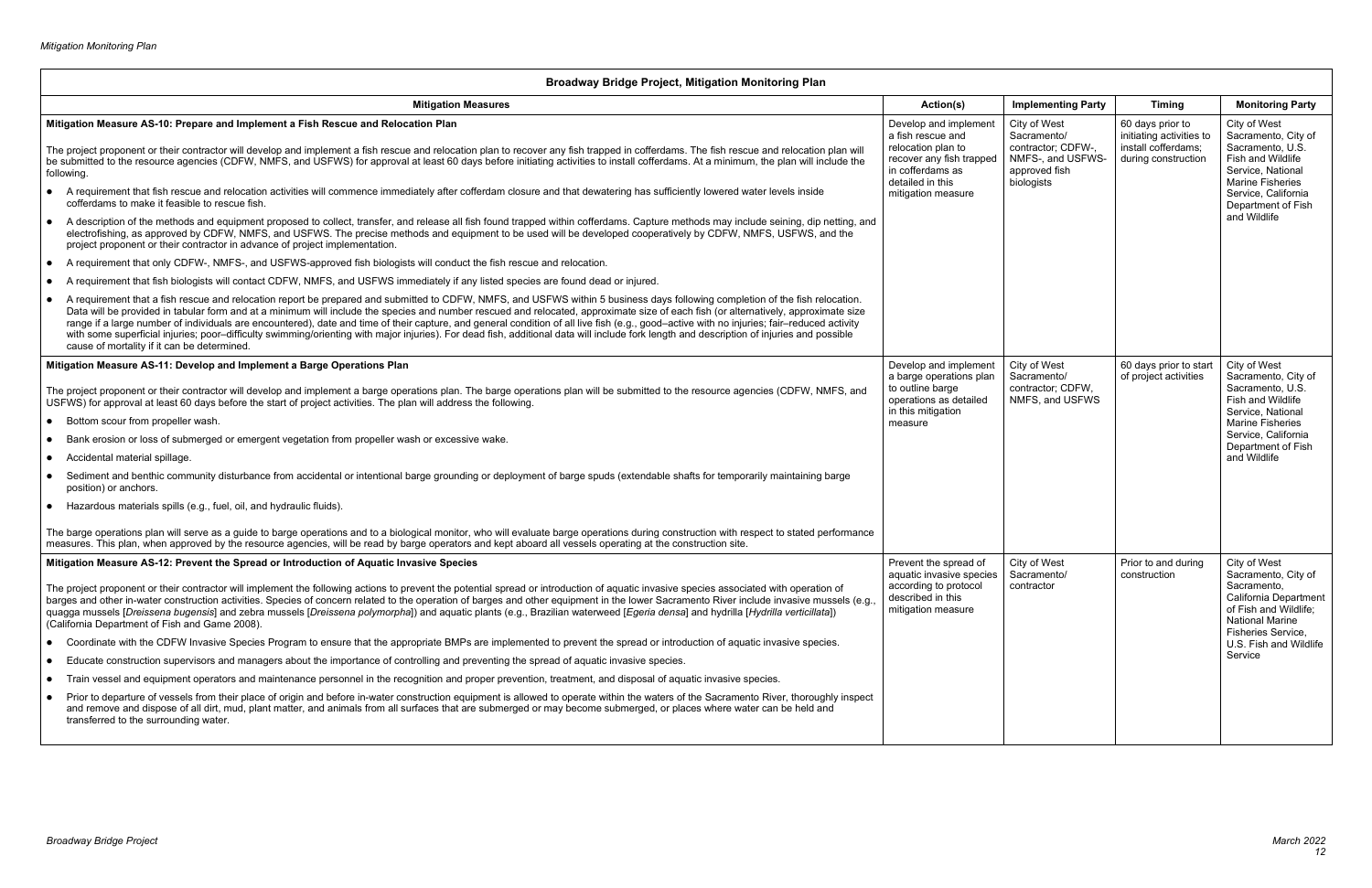| Broadway Bridge Project, Mitigation Monitoring Plan | | | | |
|---|---|---|---|---|
| **Mitigation Measures** | **Action(s)** | **Implementing Party** | **Timing** | **Monitoring Party** |
| **Mitigation Measure AS-10: Prepare and Implement a Fish Rescue and Relocation Plan**<br><br>The project proponent or their contractor will develop and implement a fish rescue and relocation plan to recover any fish trapped in cofferdams. The fish rescue and relocation plan will be submitted to the resource agencies (CDFW, NMFS, and USFWS) for approval at least 60 days before initiating activities to install cofferdams. At a minimum, the plan will include the following.<br><br>• A requirement that fish rescue and relocation activities will commence immediately after cofferdam closure and that dewatering has sufficiently lowered water levels inside cofferdams to make it feasible to rescue fish.<br>• A description of the methods and equipment proposed to collect, transfer, and release all fish found trapped within cofferdams. Capture methods may include seining, dip netting, and electrofishing, as approved by CDFW, NMFS, and USFWS. The precise methods and equipment to be used will be developed cooperatively by CDFW, NMFS, USFWS, and the project proponent or their contractor in advance of project implementation.<br>• A requirement that only CDFW-, NMFS-, and USFWS-approved fish biologists will conduct the fish rescue and relocation.<br>• A requirement that fish biologists will contact CDFW, NMFS, and USFWS immediately if any listed species are found dead or injured.<br>• A requirement that a fish rescue and relocation report be prepared and submitted to CDFW, NMFS, and USFWS within 5 business days following completion of the fish relocation. Data will be provided in tabular form and at a minimum will include the species and number rescued and relocated, approximate size of each fish (or alternatively, approximate size range if a large number of individuals are encountered), date and time of their capture, and general condition of all live fish (e.g., good–active with no injuries; fair–reduced activity with some superficial injuries; poor–difficulty swimming/orienting with major injuries). For dead fish, additional data will include fork length and description of injuries and possible cause of mortality if it can be determined. | Develop and implement a fish rescue and relocation plan to recover any fish trapped in cofferdams as detailed in this mitigation measure | City of West Sacramento/ contractor; CDFW-, NMFS-, and USFWS-approved fish biologists | 60 days prior to initiating activities to install cofferdams; during construction | City of West Sacramento, City of Sacramento, U.S. Fish and Wildlife Service, National Marine Fisheries Service, California Department of Fish and Wildlife |
| **Mitigation Measure AS-11: Develop and Implement a Barge Operations Plan**<br><br>The project proponent or their contractor will develop and implement a barge operations plan. The barge operations plan will be submitted to the resource agencies (CDFW, NMFS, and USFWS) for approval at least 60 days before the start of project activities. The plan will address the following.<br><br>• Bottom scour from propeller wash.<br>• Bank erosion or loss of submerged or emergent vegetation from propeller wash or excessive wake.<br>• Accidental material spillage.<br>• Sediment and benthic community disturbance from accidental or intentional barge grounding or deployment of barge spuds (extendable shafts for temporarily maintaining barge position) or anchors.<br>• Hazardous materials spills (e.g., fuel, oil, and hydraulic fluids).<br><br>The barge operations plan will serve as a guide to barge operations and to a biological monitor, who will evaluate barge operations during construction with respect to stated performance measures. This plan, when approved by the resource agencies, will be read by barge operators and kept aboard all vessels operating at the construction site. | Develop and implement a barge operations plan to outline barge operations as detailed in this mitigation measure | City of West Sacramento/ contractor; CDFW, NMFS, and USFWS | 60 days prior to start of project activities | City of West Sacramento, City of Sacramento, U.S. Fish and Wildlife Service, National Marine Fisheries Service, California Department of Fish and Wildlife |
| **Mitigation Measure AS-12: Prevent the Spread or Introduction of Aquatic Invasive Species**<br><br>The project proponent or their contractor will implement the following actions to prevent the potential spread or introduction of aquatic invasive species associated with operation of barges and other in-water construction activities. Species of concern related to the operation of barges and other equipment in the lower Sacramento River include invasive mussels (e.g., quagga mussels [*Dreissena bugensis*] and zebra mussels [*Dreissena polymorpha*]) and aquatic plants (e.g., Brazilian waterweed [*Egeria densa*] and hydrilla [*Hydrilla verticillata*]) (California Department of Fish and Game 2008).<br><br>• Coordinate with the CDFW Invasive Species Program to ensure that the appropriate BMPs are implemented to prevent the spread or introduction of aquatic invasive species.<br>• Educate construction supervisors and managers about the importance of controlling and preventing the spread of aquatic invasive species.<br>• Train vessel and equipment operators and maintenance personnel in the recognition and proper prevention, treatment, and disposal of aquatic invasive species.<br>• Prior to departure of vessels from their place of origin and before in-water construction equipment is allowed to operate within the waters of the Sacramento River, thoroughly inspect and remove and dispose of all dirt, mud, plant matter, and animals from all surfaces that are submerged or may become submerged, or places where water can be held and transferred to the surrounding water. | Prevent the spread of aquatic invasive species according to protocol described in this mitigation measure | City of West Sacramento/ contractor | Prior to and during construction | City of West Sacramento, City of Sacramento, California Department of Fish and Wildlife; National Marine Fisheries Service, U.S. Fish and Wildlife Service |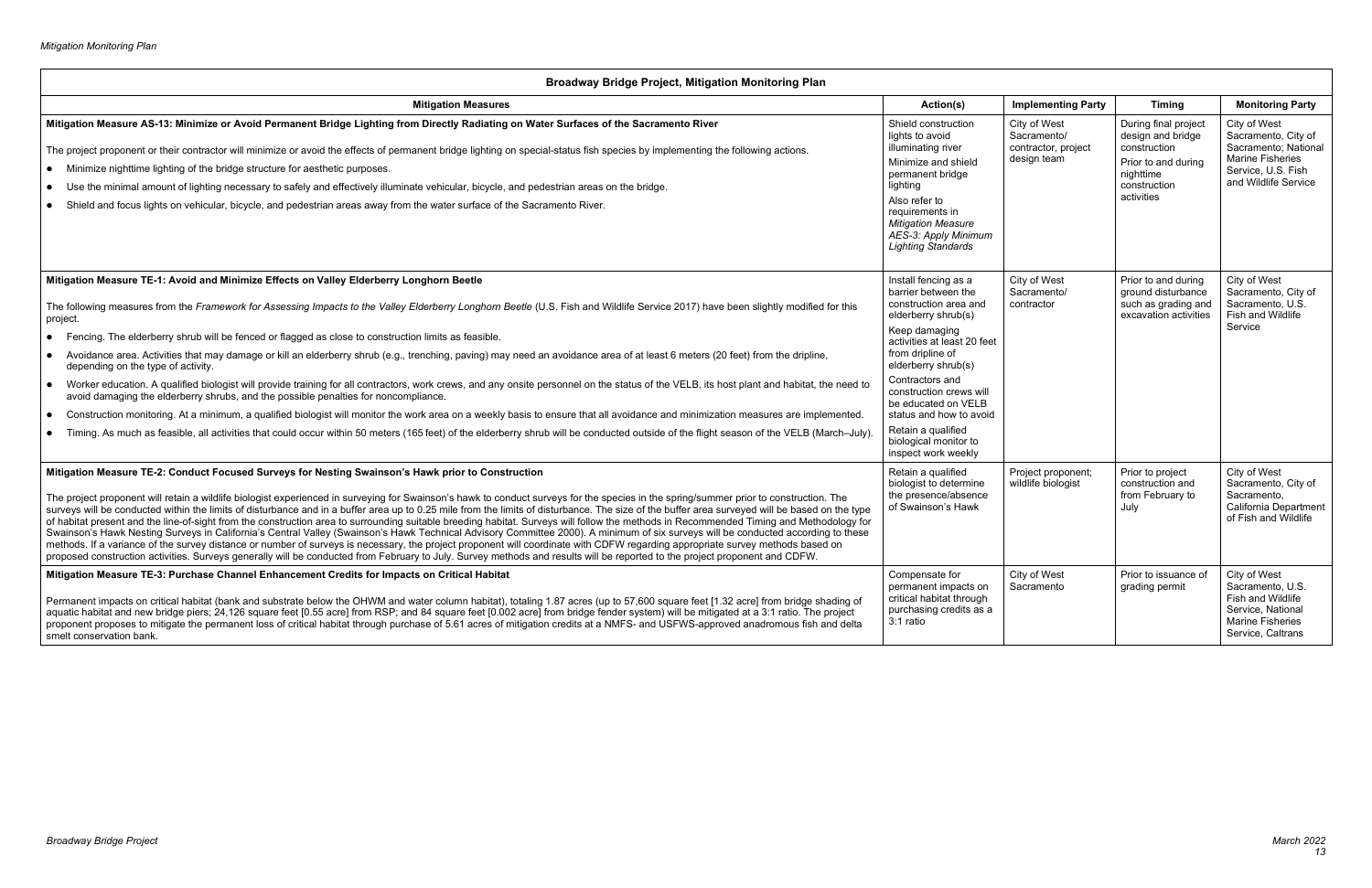| Broadway Bridge Project, Mitigation Monitoring Plan | | | | |
|---|---|---|---|---|
| **Mitigation Measures** | **Action(s)** | **Implementing Party** | **Timing** | **Monitoring Party** |
| **Mitigation Measure AS-13: Minimize or Avoid Permanent Bridge Lighting from Directly Radiating on Water Surfaces of the Sacramento River**<br><br>The project proponent or their contractor will minimize or avoid the effects of permanent bridge lighting on special-status fish species by implementing the following actions.<br>• Minimize nighttime lighting of the bridge structure for aesthetic purposes.<br>• Use the minimal amount of lighting necessary to safely and effectively illuminate vehicular, bicycle, and pedestrian areas on the bridge.<br>• Shield and focus lights on vehicular, bicycle, and pedestrian areas away from the water surface of the Sacramento River. | Shield construction lights to avoid illuminating river<br><br>Minimize and shield permanent bridge lighting<br><br>Also refer to requirements in *Mitigation Measure AES-3: Apply Minimum Lighting Standards* | City of West Sacramento/ contractor, project design team | During final project design and bridge construction<br><br>Prior to and during nighttime construction activities | City of West Sacramento, City of Sacramento; National Marine Fisheries Service, U.S. Fish and Wildlife Service |
| **Mitigation Measure TE-1: Avoid and Minimize Effects on Valley Elderberry Longhorn Beetle**<br><br>The following measures from the *Framework for Assessing Impacts to the Valley Elderberry Longhorn Beetle* (U.S. Fish and Wildlife Service 2017) have been slightly modified for this project.<br>• Fencing. The elderberry shrub will be fenced or flagged as close to construction limits as feasible.<br>• Avoidance area. Activities that may damage or kill an elderberry shrub (e.g., trenching, paving) may need an avoidance area of at least 6 meters (20 feet) from the dripline, depending on the type of activity.<br>• Worker education. A qualified biologist will provide training for all contractors, work crews, and any onsite personnel on the status of the VELB, its host plant and habitat, the need to avoid damaging the elderberry shrubs, and the possible penalties for noncompliance.<br>• Construction monitoring. At a minimum, a qualified biologist will monitor the work area on a weekly basis to ensure that all avoidance and minimization measures are implemented.<br>• Timing. As much as feasible, all activities that could occur within 50 meters (165 feet) of the elderberry shrub will be conducted outside of the flight season of the VELB (March–July). | Install fencing as a barrier between the construction area and elderberry shrub(s)<br><br>Keep damaging activities at least 20 feet from dripline of elderberry shrub(s)<br><br>Contractors and construction crews will be educated on VELB status and how to avoid<br><br>Retain a qualified biological monitor to inspect work weekly | City of West Sacramento/ contractor | Prior to and during ground disturbance such as grading and excavation activities | City of West Sacramento, City of Sacramento, U.S. Fish and Wildlife Service |
| **Mitigation Measure TE-2: Conduct Focused Surveys for Nesting Swainson's Hawk prior to Construction**<br><br>The project proponent will retain a wildlife biologist experienced in surveying for Swainson's hawk to conduct surveys for the species in the spring/summer prior to construction. The surveys will be conducted within the limits of disturbance and in a buffer area up to 0.25 mile from the limits of disturbance. The size of the buffer area surveyed will be based on the type of habitat present and the line-of-sight from the construction area to surrounding suitable breeding habitat. Surveys will follow the methods in Recommended Timing and Methodology for Swainson's Hawk Nesting Surveys in California's Central Valley (Swainson's Hawk Technical Advisory Committee 2000). A minimum of six surveys will be conducted according to these methods. If a variance of the survey distance or number of surveys is necessary, the project proponent will coordinate with CDFW regarding appropriate survey methods based on proposed construction activities. Surveys generally will be conducted from February to July. Survey methods and results will be reported to the project proponent and CDFW. | Retain a qualified biologist to determine the presence/absence of Swainson's Hawk | Project proponent; wildlife biologist | Prior to project construction and from February to July | City of West Sacramento, City of Sacramento, California Department of Fish and Wildlife |
| **Mitigation Measure TE-3: Purchase Channel Enhancement Credits for Impacts on Critical Habitat**<br><br>Permanent impacts on critical habitat (bank and substrate below the OHWM and water column habitat), totaling 1.87 acres (up to 57,600 square feet [1.32 acre] from bridge shading of aquatic habitat and new bridge piers; 24,126 square feet [0.55 acre] from RSP; and 84 square feet [0.002 acre] from bridge fender system) will be mitigated at a 3:1 ratio. The project proponent proposes to mitigate the permanent loss of critical habitat through purchase of 5.61 acres of mitigation credits at a NMFS- and USFWS-approved anadromous fish and delta smelt conservation bank. | Compensate for permanent impacts on critical habitat through purchasing credits as a 3:1 ratio | City of West Sacramento | Prior to issuance of grading permit | City of West Sacramento, U.S. Fish and Wildlife Service, National Marine Fisheries Service, Caltrans |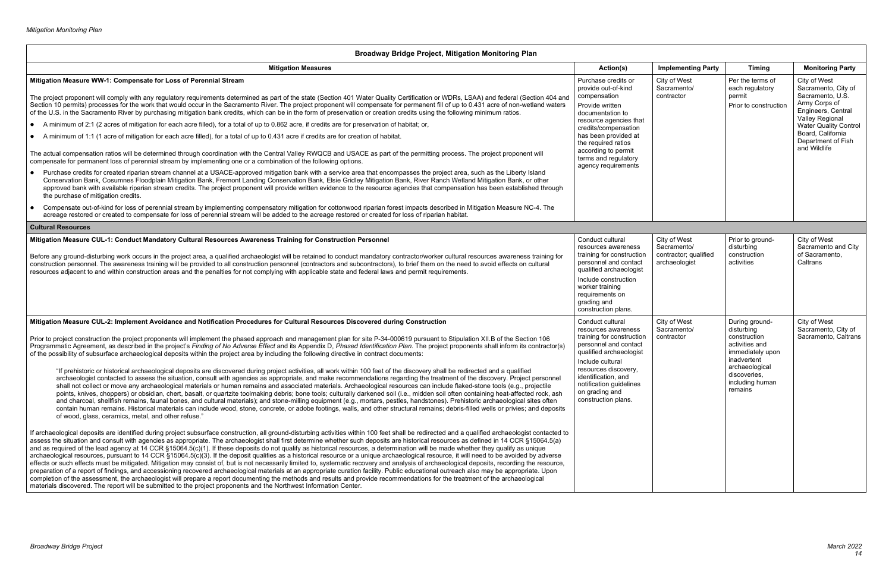| Broadway Bridge Project, Mitigation Monitoring Plan | | | | |
|---|---|---|---|---|
| **Mitigation Measures** | **Action(s)** | **Implementing Party** | **Timing** | **Monitoring Party** |
| **Mitigation Measure WW-1: Compensate for Loss of Perennial Stream**<br><br>The project proponent will comply with any regulatory requirements determined as part of the state (Section 401 Water Quality Certification or WDRs, LSAA) and federal (Section 404 and Section 10 permits) processes for the work that would occur in the Sacramento River. The project proponent will compensate for permanent fill of up to 0.431 acre of non-wetland waters of the U.S. in the Sacramento River by purchasing mitigation bank credits, which can be in the form of preservation or creation credits using the following minimum ratios.<br><br>● A minimum of 2:1 (2 acres of mitigation for each acre filled), for a total of up to 0.862 acre, if credits are for preservation of habitat; or,<br>● A minimum of 1:1 (1 acre of mitigation for each acre filled), for a total of up to 0.431 acre if credits are for creation of habitat.<br><br>The actual compensation ratios will be determined through coordination with the Central Valley RWQCB and USACE as part of the permitting process. The project proponent will compensate for permanent loss of perennial stream by implementing one or a combination of the following options.<br><br>● Purchase credits for created riparian stream channel at a USACE-approved mitigation bank with a service area that encompasses the project area, such as the Liberty Island Conservation Bank, Cosumnes Floodplain Mitigation Bank, Fremont Landing Conservation Bank, Elsie Gridley Mitigation Bank, River Ranch Wetland Mitigation Bank, or other approved bank with available riparian stream credits. The project proponent will provide written evidence to the resource agencies that compensation has been established through the purchase of mitigation credits.<br>● Compensate out-of-kind for loss of perennial stream by implementing compensatory mitigation for cottonwood riparian forest impacts described in Mitigation Measure NC-4. The acreage restored or created to compensate for loss of perennial stream will be added to the acreage restored or created for loss of riparian habitat. | Purchase credits or provide out-of-kind compensation<br><br>Provide written documentation to resource agencies that credits/compensation has been provided at the required ratios according to permit terms and regulatory agency requirements | City of West Sacramento/ contractor | Per the terms of each regulatory permit<br><br>Prior to construction | City of West Sacramento, City of Sacramento, U.S. Army Corps of Engineers, Central Valley Regional Water Quality Control Board, California Department of Fish and Wildlife |
| **Cultural Resources** | | | | |
| **Mitigation Measure CUL-1: Conduct Mandatory Cultural Resources Awareness Training for Construction Personnel**<br><br>Before any ground-disturbing work occurs in the project area, a qualified archaeologist will be retained to conduct mandatory contractor/worker cultural resources awareness training for construction personnel. The awareness training will be provided to all construction personnel (contractors and subcontractors), to brief them on the need to avoid effects on cultural resources adjacent to and within construction areas and the penalties for not complying with applicable state and federal laws and permit requirements. | Conduct cultural resources awareness training for construction personnel and contact qualified archaeologist<br><br>Include construction worker training requirements on grading and construction plans. | City of West Sacramento/ contractor; qualified archaeologist | Prior to ground-disturbing construction activities | City of West Sacramento and City of Sacramento, Caltrans |
| **Mitigation Measure CUL-2: Implement Avoidance and Notification Procedures for Cultural Resources Discovered during Construction**<br><br>Prior to project construction the project proponents will implement the phased approach and management plan for site P-34-000619 pursuant to Stipulation XII.B of the Section 106 Programmatic Agreement, as described in the project's *Finding of No Adverse Effect* and its Appendix D, *Phased Identification Plan*. The project proponents shall inform its contractor(s) of the possibility of subsurface archaeological deposits within the project area by including the following directive in contract documents:<br><br>"If prehistoric or historical archaeological deposits are discovered during project activities, all work within 100 feet of the discovery shall be redirected and a qualified archaeologist contacted to assess the situation, consult with agencies as appropriate, and make recommendations regarding the treatment of the discovery. Project personnel shall not collect or move any archaeological materials or human remains and associated materials. Archaeological resources can include flaked-stone tools (e.g., projectile points, knives, choppers) or obsidian, chert, basalt, or quartzite toolmaking debris; bone tools; culturally darkened soil (i.e., midden soil often containing heat-affected rock, ash and charcoal, shellfish remains, faunal bones, and cultural materials); and stone-milling equipment (e.g., mortars, pestles, handstones). Prehistoric archaeological sites often contain human remains. Historical materials can include wood, stone, concrete, or adobe footings, walls, and other structural remains; debris-filled wells or privies; and deposits of wood, glass, ceramics, metal, and other refuse."<br><br>If archaeological deposits are identified during project subsurface construction, all ground-disturbing activities within 100 feet shall be redirected and a qualified archaeologist contacted to assess the situation and consult with agencies as appropriate. The archaeologist shall first determine whether such deposits are historical resources as defined in 14 CCR §15064.5(a) and as required of the lead agency at 14 CCR §15064.5(c)(1). If these deposits do not qualify as historical resources, a determination will be made whether they qualify as unique archaeological resources, pursuant to 14 CCR §15064.5(c)(3). If the deposit qualifies as a historical resource or a unique archaeological resource, it will need to be avoided by adverse effects or such effects must be mitigated. Mitigation may consist of, but is not necessarily limited to, systematic recovery and analysis of archaeological deposits, recording the resource, preparation of a report of findings, and accessioning recovered archaeological materials at an appropriate curation facility. Public educational outreach also may be appropriate. Upon completion of the assessment, the archaeologist will prepare a report documenting the methods and results and provide recommendations for the treatment of the archaeological materials discovered. The report will be submitted to the project proponents and the Northwest Information Center. | Conduct cultural resources awareness training for construction personnel and contact qualified archaeologist<br><br>Include cultural resources discovery, identification, and notification guidelines on grading and construction plans. | City of West Sacramento/ contractor | During ground-disturbing construction activities and immediately upon inadvertent archaeological discoveries, including human remains | City of West Sacramento, City of Sacramento, Caltrans |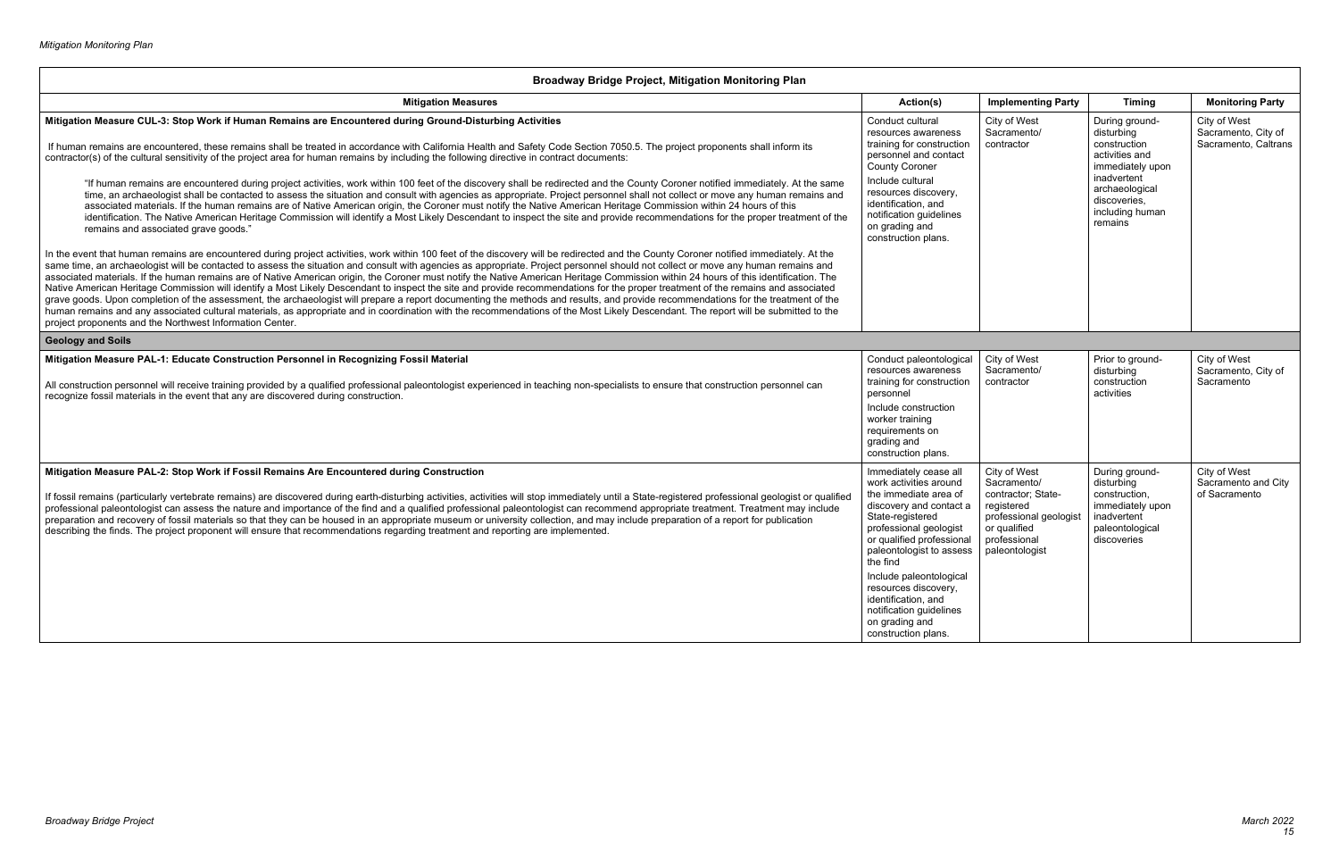| Broadway Bridge Project, Mitigation Monitoring Plan | | | | |
|---|---|---|---|---|
| **Mitigation Measures** | **Action(s)** | **Implementing Party** | **Timing** | **Monitoring Party** |
| **Mitigation Measure CUL-3: Stop Work if Human Remains are Encountered during Ground-Disturbing Activities**<br><br>If human remains are encountered, these remains shall be treated in accordance with California Health and Safety Code Section 7050.5. The project proponents shall inform its contractor(s) of the cultural sensitivity of the project area for human remains by including the following directive in contract documents:<br><br>"If human remains are encountered during project activities, work within 100 feet of the discovery shall be redirected and the County Coroner notified immediately. At the same time, an archaeologist shall be contacted to assess the situation and consult with agencies as appropriate. Project personnel shall not collect or move any human remains and associated materials. If the human remains are of Native American origin, the Coroner must notify the Native American Heritage Commission within 24 hours of this identification. The Native American Heritage Commission will identify a Most Likely Descendant to inspect the site and provide recommendations for the proper treatment of the remains and associated grave goods."<br><br>In the event that human remains are encountered during project activities, work within 100 feet of the discovery will be redirected and the County Coroner notified immediately. At the same time, an archaeologist will be contacted to assess the situation and consult with agencies as appropriate. Project personnel should not collect or move any human remains and associated materials. If the human remains are of Native American origin, the Coroner must notify the Native American Heritage Commission within 24 hours of this identification. The Native American Heritage Commission will identify a Most Likely Descendant to inspect the site and provide recommendations for the proper treatment of the remains and associated grave goods. Upon completion of the assessment, the archaeologist will prepare a report documenting the methods and results, and provide recommendations for the treatment of the human remains and any associated cultural materials, as appropriate and in coordination with the recommendations of the Most Likely Descendant. The report will be submitted to the project proponents and the Northwest Information Center. | Conduct cultural resources awareness training for construction personnel and contact County Coroner<br><br>Include cultural resources discovery, identification, and notification guidelines on grading and construction plans. | City of West Sacramento/ contractor | During ground-disturbing construction activities and immediately upon inadvertent archaeological discoveries, including human remains | City of West Sacramento, City of Sacramento, Caltrans |
| **Geology and Soils** | | | | |
| **Mitigation Measure PAL-1: Educate Construction Personnel in Recognizing Fossil Material**<br><br>All construction personnel will receive training provided by a qualified professional paleontologist experienced in teaching non-specialists to ensure that construction personnel can recognize fossil materials in the event that any are discovered during construction. | Conduct paleontological resources awareness training for construction personnel<br><br>Include construction worker training requirements on grading and construction plans. | City of West Sacramento/ contractor | Prior to ground-disturbing construction activities | City of West Sacramento, City of Sacramento |
| **Mitigation Measure PAL-2: Stop Work if Fossil Remains Are Encountered during Construction**<br><br>If fossil remains (particularly vertebrate remains) are discovered during earth-disturbing activities, activities will stop immediately until a State-registered professional geologist or qualified professional paleontologist can assess the nature and importance of the find and a qualified professional paleontologist can recommend appropriate treatment. Treatment may include preparation and recovery of fossil materials so that they can be housed in an appropriate museum or university collection, and may include preparation of a report for publication describing the finds. The project proponent will ensure that recommendations regarding treatment and reporting are implemented. | Immediately cease all work activities around the immediate area of discovery and contact a State-registered professional geologist or qualified professional paleontologist to assess the find<br><br>Include paleontological resources discovery, identification, and notification guidelines on grading and construction plans. | City of West Sacramento/ contractor; State-registered professional geologist or qualified professional paleontologist | During ground-disturbing construction, immediately upon inadvertent paleontological discoveries | City of West Sacramento and City of Sacramento |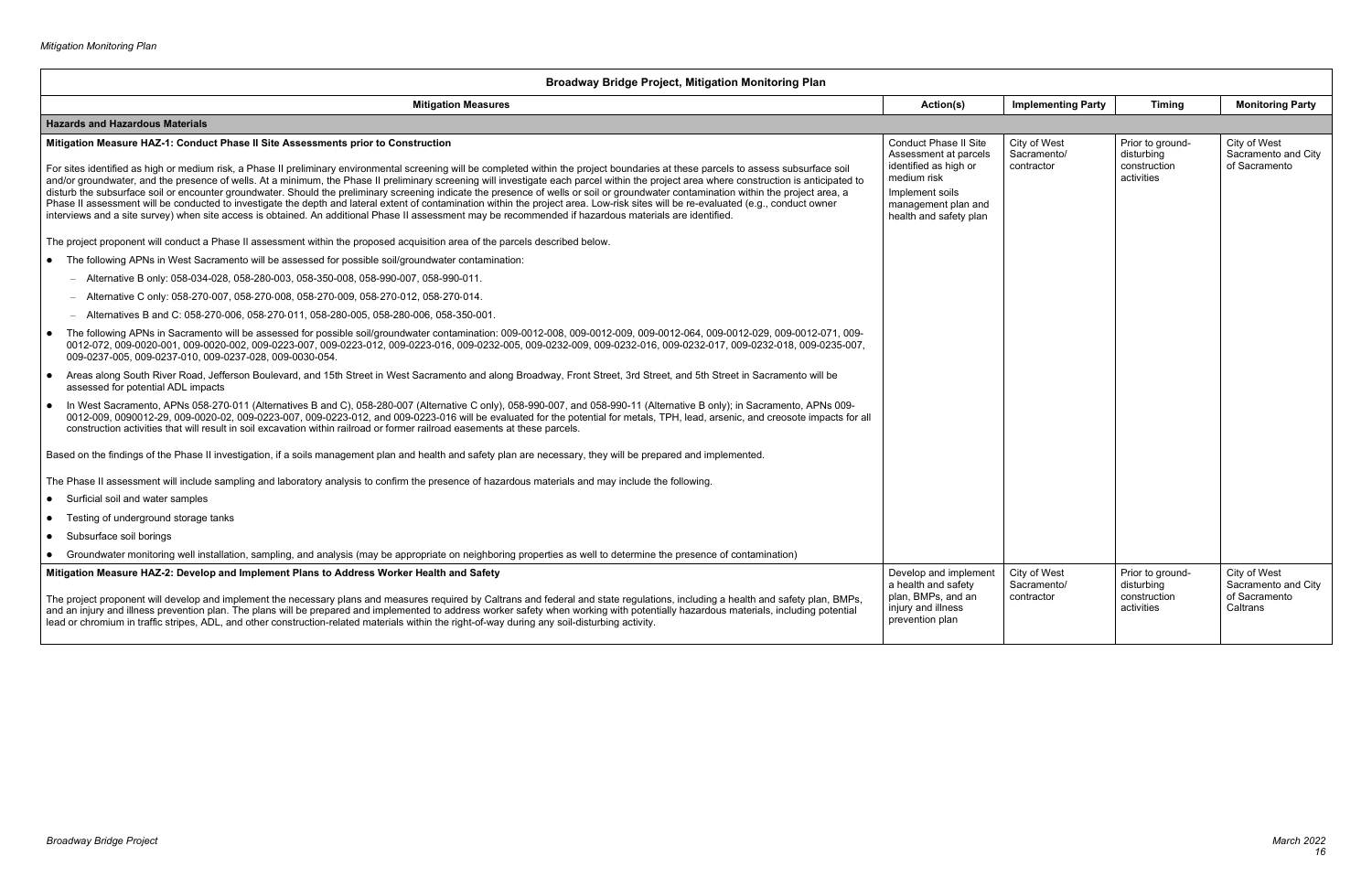| Broadway Bridge Project, Mitigation Monitoring Plan | | | | |
|---|---|---|---|---|
| **Mitigation Measures** | **Action(s)** | **Implementing Party** | **Timing** | **Monitoring Party** |
| **Hazards and Hazardous Materials** | | | | |
| **Mitigation Measure HAZ-1: Conduct Phase II Site Assessments prior to Construction**<br><br>For sites identified as high or medium risk, a Phase II preliminary environmental screening will be completed within the project boundaries at these parcels to assess subsurface soil and/or groundwater, and the presence of wells. At a minimum, the Phase II preliminary screening will investigate each parcel within the project area where construction is anticipated to disturb the subsurface soil or encounter groundwater. Should the preliminary screening indicate the presence of wells or soil or groundwater contamination within the project area, a Phase II assessment will be conducted to investigate the depth and lateral extent of contamination within the project area. Low-risk sites will be re-evaluated (e.g., conduct owner interviews and a site survey) when site access is obtained. An additional Phase II assessment may be recommended if hazardous materials are identified.<br><br>The project proponent will conduct a Phase II assessment within the proposed acquisition area of the parcels described below.<br><br>• The following APNs in West Sacramento will be assessed for possible soil/groundwater contamination:<br>– Alternative B only: 058-034-028, 058-280-003, 058-350-008, 058-990-007, 058-990-011.<br>– Alternative C only: 058-270-007, 058-270-008, 058-270-009, 058-270-012, 058-270-014.<br>– Alternatives B and C: 058-270-006, 058-270-011, 058-280-005, 058-280-006, 058-350-001.<br>• The following APNs in Sacramento will be assessed for possible soil/groundwater contamination: 009-0012-008, 009-0012-009, 009-0012-064, 009-0012-029, 009-0012-071, 009-0012-072, 009-0020-001, 009-0020-002, 009-0223-007, 009-0223-012, 009-0223-016, 009-0232-005, 009-0232-009, 009-0232-016, 009-0232-017, 009-0232-018, 009-0235-007, 009-0237-005, 009-0237-010, 009-0237-028, 009-0030-054.<br>• Areas along South River Road, Jefferson Boulevard, and 15th Street in West Sacramento and along Broadway, Front Street, 3rd Street, and 5th Street in Sacramento will be assessed for potential ADL impacts<br>• In West Sacramento, APNs 058-270-011 (Alternatives B and C), 058-280-007 (Alternative C only), 058-990-007, and 058-990-11 (Alternative B only); in Sacramento, APNs 009-0012-009, 0090012-29, 009-0020-02, 009-0223-007, 009-0223-012, and 009-0223-016 will be evaluated for the potential for metals, TPH, lead, arsenic, and creosote impacts for all construction activities that will result in soil excavation within railroad or former railroad easements at these parcels.<br><br>Based on the findings of the Phase II investigation, if a soils management plan and health and safety plan are necessary, they will be prepared and implemented.<br><br>The Phase II assessment will include sampling and laboratory analysis to confirm the presence of hazardous materials and may include the following.<br><br>• Surficial soil and water samples<br>• Testing of underground storage tanks<br>• Subsurface soil borings<br>• Groundwater monitoring well installation, sampling, and analysis (may be appropriate on neighboring properties as well to determine the presence of contamination) | Conduct Phase II Site Assessment at parcels identified as high or medium risk<br>Implement soils management plan and health and safety plan | City of West Sacramento/ contractor | Prior to ground-disturbing construction activities | City of West Sacramento and City of Sacramento |
| **Mitigation Measure HAZ-2: Develop and Implement Plans to Address Worker Health and Safety**<br><br>The project proponent will develop and implement the necessary plans and measures required by Caltrans and federal and state regulations, including a health and safety plan, BMPs, and an injury and illness prevention plan. The plans will be prepared and implemented to address worker safety when working with potentially hazardous materials, including potential lead or chromium in traffic stripes, ADL, and other construction-related materials within the right-of-way during any soil-disturbing activity. | Develop and implement a health and safety plan, BMPs, and an injury and illness prevention plan | City of West Sacramento/ contractor | Prior to ground-disturbing construction activities | City of West Sacramento and City of Sacramento Caltrans |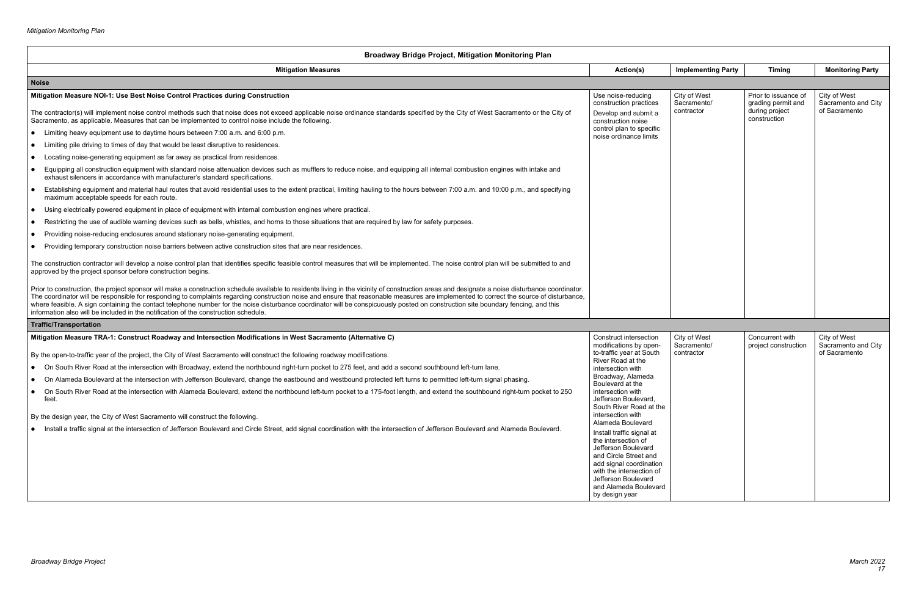| Broadway Bridge Project, Mitigation Monitoring Plan | | | | |
|---|---|---|---|---|
| **Mitigation Measures** | **Action(s)** | **Implementing Party** | **Timing** | **Monitoring Party** |
| **Noise** | | | | |
| **Mitigation Measure NOI-1: Use Best Noise Control Practices during Construction**<br><br>The contractor(s) will implement noise control methods such that noise does not exceed applicable noise ordinance standards specified by the City of West Sacramento or the City of Sacramento, as applicable. Measures that can be implemented to control noise include the following.<br>● Limiting heavy equipment use to daytime hours between 7:00 a.m. and 6:00 p.m.<br>● Limiting pile driving to times of day that would be least disruptive to residences.<br>● Locating noise-generating equipment as far away as practical from residences.<br>● Equipping all construction equipment with standard noise attenuation devices such as mufflers to reduce noise, and equipping all internal combustion engines with intake and exhaust silencers in accordance with manufacturer's standard specifications.<br>● Establishing equipment and material haul routes that avoid residential uses to the extent practical, limiting hauling to the hours between 7:00 a.m. and 10:00 p.m., and specifying maximum acceptable speeds for each route.<br>● Using electrically powered equipment in place of equipment with internal combustion engines where practical.<br>● Restricting the use of audible warning devices such as bells, whistles, and horns to those situations that are required by law for safety purposes.<br>● Providing noise-reducing enclosures around stationary noise-generating equipment.<br>● Providing temporary construction noise barriers between active construction sites that are near residences.<br><br>The construction contractor will develop a noise control plan that identifies specific feasible control measures that will be implemented. The noise control plan will be submitted to and approved by the project sponsor before construction begins.<br><br>Prior to construction, the project sponsor will make a construction schedule available to residents living in the vicinity of construction areas and designate a noise disturbance coordinator. The coordinator will be responsible for responding to complaints regarding construction noise and ensure that reasonable measures are implemented to correct the source of disturbance, where feasible. A sign containing the contact telephone number for the noise disturbance coordinator will be conspicuously posted on construction site boundary fencing, and this information also will be included in the notification of the construction schedule. | Use noise-reducing construction practices<br><br>Develop and submit a construction noise control plan to specific noise ordinance limits | City of West Sacramento/ contractor | Prior to issuance of grading permit and during project construction | City of West Sacramento and City of Sacramento |
| **Traffic/Transportation** | | | | |
| **Mitigation Measure TRA-1: Construct Roadway and Intersection Modifications in West Sacramento (Alternative C)**<br><br>By the open-to-traffic year of the project, the City of West Sacramento will construct the following roadway modifications.<br>● On South River Road at the intersection with Broadway, extend the northbound right-turn pocket to 275 feet, and add a second southbound left-turn lane.<br>● On Alameda Boulevard at the intersection with Jefferson Boulevard, change the eastbound and westbound protected left turns to permitted left-turn signal phasing.<br>● On South River Road at the intersection with Alameda Boulevard, extend the northbound left-turn pocket to a 175-foot length, and extend the southbound right-turn pocket to 250 feet.<br><br>By the design year, the City of West Sacramento will construct the following.<br>● Install a traffic signal at the intersection of Jefferson Boulevard and Circle Street, add signal coordination with the intersection of Jefferson Boulevard and Alameda Boulevard. | Construct intersection modifications by open-to-traffic year at South River Road at the intersection with Broadway, Alameda Boulevard at the intersection with Jefferson Boulevard, South River Road at the intersection with Alameda Boulevard<br><br>Install traffic signal at the intersection of Jefferson Boulevard and Circle Street and add signal coordination with the intersection of Jefferson Boulevard and Alameda Boulevard by design year | City of West Sacramento/ contractor | Concurrent with project construction | City of West Sacramento and City of Sacramento |